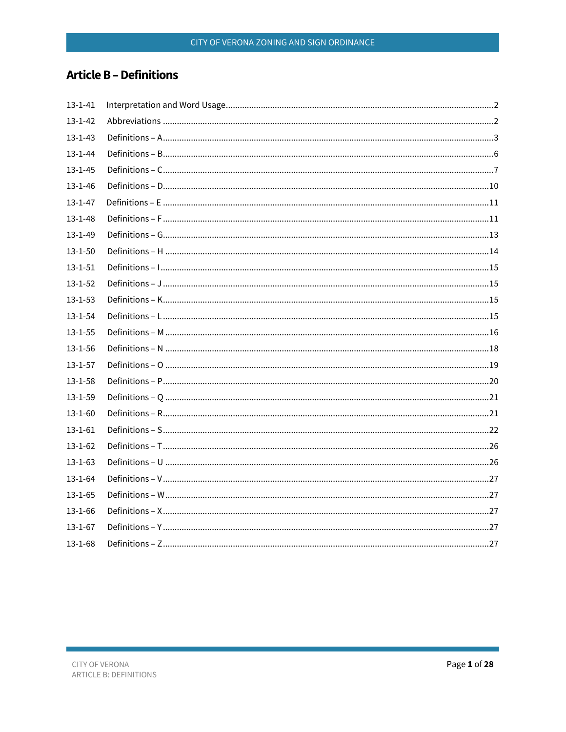# Article B – Definitions

| | | |
|---|---|---|
| 13-1-41 | Interpretation and Word Usage | 2 |
| 13-1-42 | Abbreviations | 2 |
| 13-1-43 | Definitions – A | 3 |
| 13-1-44 | Definitions – B | 6 |
| 13-1-45 | Definitions – C | 7 |
| 13-1-46 | Definitions – D | 10 |
| 13-1-47 | Definitions – E | 11 |
| 13-1-48 | Definitions – F | 11 |
| 13-1-49 | Definitions – G | 13 |
| 13-1-50 | Definitions – H | 14 |
| 13-1-51 | Definitions – I | 15 |
| 13-1-52 | Definitions – J | 15 |
| 13-1-53 | Definitions – K | 15 |
| 13-1-54 | Definitions – L | 15 |
| 13-1-55 | Definitions – M | 16 |
| 13-1-56 | Definitions – N | 18 |
| 13-1-57 | Definitions – O | 19 |
| 13-1-58 | Definitions – P | 20 |
| 13-1-59 | Definitions – Q | 21 |
| 13-1-60 | Definitions – R | 21 |
| 13-1-61 | Definitions – S | 22 |
| 13-1-62 | Definitions – T | 26 |
| 13-1-63 | Definitions – U | 26 |
| 13-1-64 | Definitions – V | 27 |
| 13-1-65 | Definitions – W | 27 |
| 13-1-66 | Definitions – X | 27 |
| 13-1-67 | Definitions – Y | 27 |
| 13-1-68 | Definitions – Z | 27 |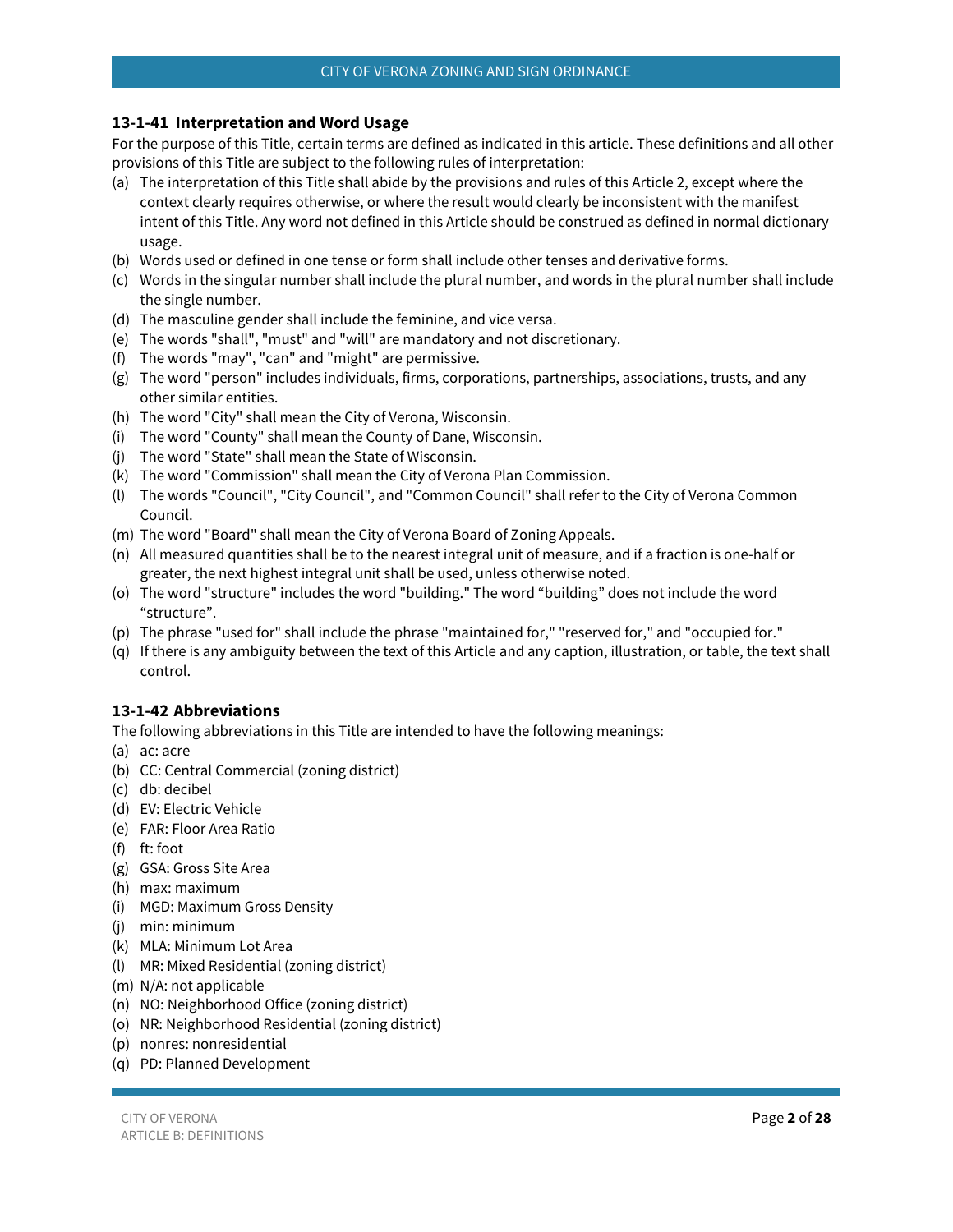### 13-1-41 Interpretation and Word Usage

For the purpose of this Title, certain terms are defined as indicated in this article. These definitions and all other provisions of this Title are subject to the following rules of interpretation:

(a) The interpretation of this Title shall abide by the provisions and rules of this Article 2, except where the context clearly requires otherwise, or where the result would clearly be inconsistent with the manifest intent of this Title. Any word not defined in this Article should be construed as defined in normal dictionary usage.
(b) Words used or defined in one tense or form shall include other tenses and derivative forms.
(c) Words in the singular number shall include the plural number, and words in the plural number shall include the single number.
(d) The masculine gender shall include the feminine, and vice versa.
(e) The words "shall", "must" and "will" are mandatory and not discretionary.
(f) The words "may", "can" and "might" are permissive.
(g) The word "person" includes individuals, firms, corporations, partnerships, associations, trusts, and any other similar entities.
(h) The word "City" shall mean the City of Verona, Wisconsin.
(i) The word "County" shall mean the County of Dane, Wisconsin.
(j) The word "State" shall mean the State of Wisconsin.
(k) The word "Commission" shall mean the City of Verona Plan Commission.
(l) The words "Council", "City Council", and "Common Council" shall refer to the City of Verona Common Council.
(m) The word "Board" shall mean the City of Verona Board of Zoning Appeals.
(n) All measured quantities shall be to the nearest integral unit of measure, and if a fraction is one-half or greater, the next highest integral unit shall be used, unless otherwise noted.
(o) The word "structure" includes the word "building." The word "building" does not include the word "structure".
(p) The phrase "used for" shall include the phrase "maintained for," "reserved for," and "occupied for."
(q) If there is any ambiguity between the text of this Article and any caption, illustration, or table, the text shall control.

### 13-1-42 Abbreviations

The following abbreviations in this Title are intended to have the following meanings:

(a) ac: acre
(b) CC: Central Commercial (zoning district)
(c) db: decibel
(d) EV: Electric Vehicle
(e) FAR: Floor Area Ratio
(f) ft: foot
(g) GSA: Gross Site Area
(h) max: maximum
(i) MGD: Maximum Gross Density
(j) min: minimum
(k) MLA: Minimum Lot Area
(l) MR: Mixed Residential (zoning district)
(m) N/A: not applicable
(n) NO: Neighborhood Office (zoning district)
(o) NR: Neighborhood Residential (zoning district)
(p) nonres: nonresidential
(q) PD: Planned Development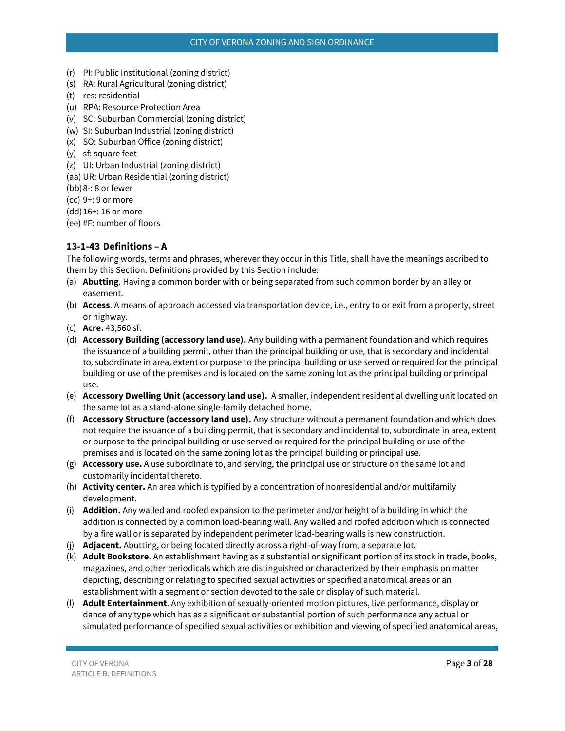(r) PI: Public Institutional (zoning district)
(s) RA: Rural Agricultural (zoning district)
(t) res: residential
(u) RPA: Resource Protection Area
(v) SC: Suburban Commercial (zoning district)
(w) SI: Suburban Industrial (zoning district)
(x) SO: Suburban Office (zoning district)
(y) sf: square feet
(z) UI: Urban Industrial (zoning district)
(aa) UR: Urban Residential (zoning district)
(bb) 8-: 8 or fewer
(cc) 9+: 9 or more
(dd) 16+: 16 or more
(ee) #F: number of floors

### 13-1-43 Definitions – A

The following words, terms and phrases, wherever they occur in this Title, shall have the meanings ascribed to them by this Section. Definitions provided by this Section include:

(a) **Abutting**. Having a common border with or being separated from such common border by an alley or easement.
(b) **Access**. A means of approach accessed via transportation device, i.e., entry to or exit from a property, street or highway.
(c) **Acre.** 43,560 sf.
(d) **Accessory Building (accessory land use).** Any building with a permanent foundation and which requires the issuance of a building permit, other than the principal building or use, that is secondary and incidental to, subordinate in area, extent or purpose to the principal building or use served or required for the principal building or use of the premises and is located on the same zoning lot as the principal building or principal use.
(e) **Accessory Dwelling Unit (accessory land use).** A smaller, independent residential dwelling unit located on the same lot as a stand-alone single-family detached home.
(f) **Accessory Structure (accessory land use).** Any structure without a permanent foundation and which does not require the issuance of a building permit, that is secondary and incidental to, subordinate in area, extent or purpose to the principal building or use served or required for the principal building or use of the premises and is located on the same zoning lot as the principal building or principal use.
(g) **Accessory use.** A use subordinate to, and serving, the principal use or structure on the same lot and customarily incidental thereto.
(h) **Activity center.** An area which is typified by a concentration of nonresidential and/or multifamily development.
(i) **Addition.** Any walled and roofed expansion to the perimeter and/or height of a building in which the addition is connected by a common load-bearing wall. Any walled and roofed addition which is connected by a fire wall or is separated by independent perimeter load-bearing walls is new construction.
(j) **Adjacent.** Abutting, or being located directly across a right-of-way from, a separate lot.
(k) **Adult Bookstore**. An establishment having as a substantial or significant portion of its stock in trade, books, magazines, and other periodicals which are distinguished or characterized by their emphasis on matter depicting, describing or relating to specified sexual activities or specified anatomical areas or an establishment with a segment or section devoted to the sale or display of such material.
(l) **Adult Entertainment**. Any exhibition of sexually-oriented motion pictures, live performance, display or dance of any type which has as a significant or substantial portion of such performance any actual or simulated performance of specified sexual activities or exhibition and viewing of specified anatomical areas,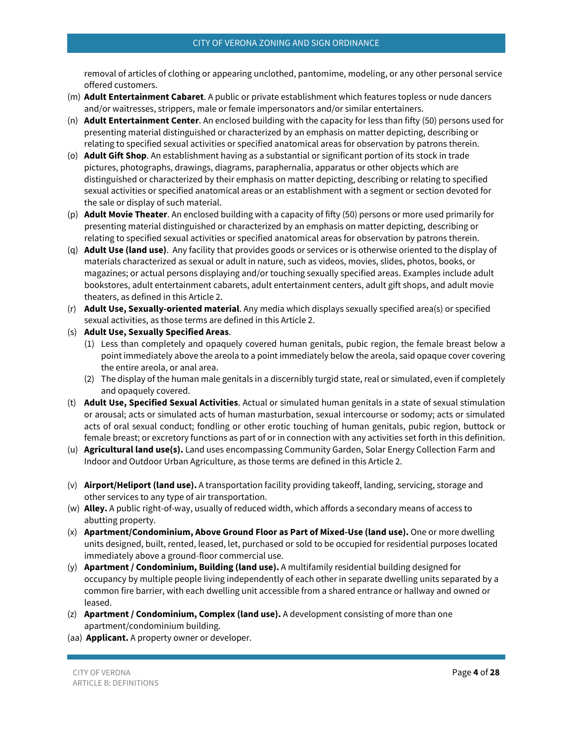removal of articles of clothing or appearing unclothed, pantomime, modeling, or any other personal service offered customers.

(m) **Adult Entertainment Cabaret**. A public or private establishment which features topless or nude dancers and/or waitresses, strippers, male or female impersonators and/or similar entertainers.

(n) **Adult Entertainment Center**. An enclosed building with the capacity for less than fifty (50) persons used for presenting material distinguished or characterized by an emphasis on matter depicting, describing or relating to specified sexual activities or specified anatomical areas for observation by patrons therein.

(o) **Adult Gift Shop**. An establishment having as a substantial or significant portion of its stock in trade pictures, photographs, drawings, diagrams, paraphernalia, apparatus or other objects which are distinguished or characterized by their emphasis on matter depicting, describing or relating to specified sexual activities or specified anatomical areas or an establishment with a segment or section devoted for the sale or display of such material.

(p) **Adult Movie Theater**. An enclosed building with a capacity of fifty (50) persons or more used primarily for presenting material distinguished or characterized by an emphasis on matter depicting, describing or relating to specified sexual activities or specified anatomical areas for observation by patrons therein.

(q) **Adult Use (land use)**. Any facility that provides goods or services or is otherwise oriented to the display of materials characterized as sexual or adult in nature, such as videos, movies, slides, photos, books, or magazines; or actual persons displaying and/or touching sexually specified areas. Examples include adult bookstores, adult entertainment cabarets, adult entertainment centers, adult gift shops, and adult movie theaters, as defined in this Article 2.

(r) **Adult Use, Sexually-oriented material**. Any media which displays sexually specified area(s) or specified sexual activities, as those terms are defined in this Article 2.

(s) **Adult Use, Sexually Specified Areas**.

(1) Less than completely and opaquely covered human genitals, pubic region, the female breast below a point immediately above the areola to a point immediately below the areola, said opaque cover covering the entire areola, or anal area.

(2) The display of the human male genitals in a discernibly turgid state, real or simulated, even if completely and opaquely covered.

(t) **Adult Use, Specified Sexual Activities**. Actual or simulated human genitals in a state of sexual stimulation or arousal; acts or simulated acts of human masturbation, sexual intercourse or sodomy; acts or simulated acts of oral sexual conduct; fondling or other erotic touching of human genitals, pubic region, buttock or female breast; or excretory functions as part of or in connection with any activities set forth in this definition.

(u) **Agricultural land use(s).** Land uses encompassing Community Garden, Solar Energy Collection Farm and Indoor and Outdoor Urban Agriculture, as those terms are defined in this Article 2.

(v) **Airport/Heliport (land use).** A transportation facility providing takeoff, landing, servicing, storage and other services to any type of air transportation.

(w) **Alley.** A public right-of-way, usually of reduced width, which affords a secondary means of access to abutting property.

(x) **Apartment/Condominium, Above Ground Floor as Part of Mixed-Use (land use).** One or more dwelling units designed, built, rented, leased, let, purchased or sold to be occupied for residential purposes located immediately above a ground-floor commercial use.

(y) **Apartment / Condominium, Building (land use).** A multifamily residential building designed for occupancy by multiple people living independently of each other in separate dwelling units separated by a common fire barrier, with each dwelling unit accessible from a shared entrance or hallway and owned or leased.

(z) **Apartment / Condominium, Complex (land use).** A development consisting of more than one apartment/condominium building.

(aa) **Applicant.** A property owner or developer.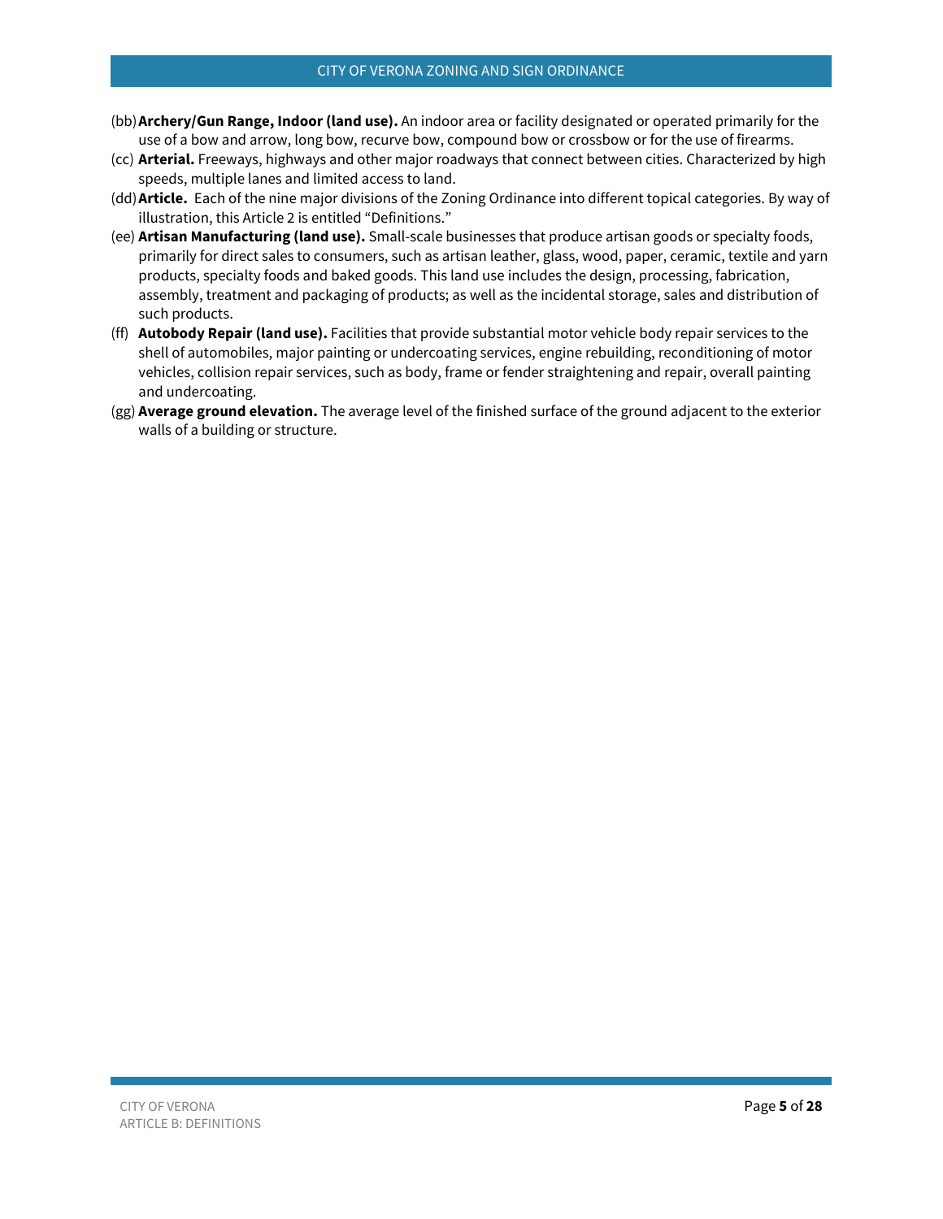(bb) **Archery/Gun Range, Indoor (land use).** An indoor area or facility designated or operated primarily for the use of a bow and arrow, long bow, recurve bow, compound bow or crossbow or for the use of firearms.

(cc) **Arterial.** Freeways, highways and other major roadways that connect between cities. Characterized by high speeds, multiple lanes and limited access to land.

(dd) **Article.** Each of the nine major divisions of the Zoning Ordinance into different topical categories. By way of illustration, this Article 2 is entitled "Definitions."

(ee) **Artisan Manufacturing (land use).** Small-scale businesses that produce artisan goods or specialty foods, primarily for direct sales to consumers, such as artisan leather, glass, wood, paper, ceramic, textile and yarn products, specialty foods and baked goods. This land use includes the design, processing, fabrication, assembly, treatment and packaging of products; as well as the incidental storage, sales and distribution of such products.

(ff) **Autobody Repair (land use).** Facilities that provide substantial motor vehicle body repair services to the shell of automobiles, major painting or undercoating services, engine rebuilding, reconditioning of motor vehicles, collision repair services, such as body, frame or fender straightening and repair, overall painting and undercoating.

(gg) **Average ground elevation.** The average level of the finished surface of the ground adjacent to the exterior walls of a building or structure.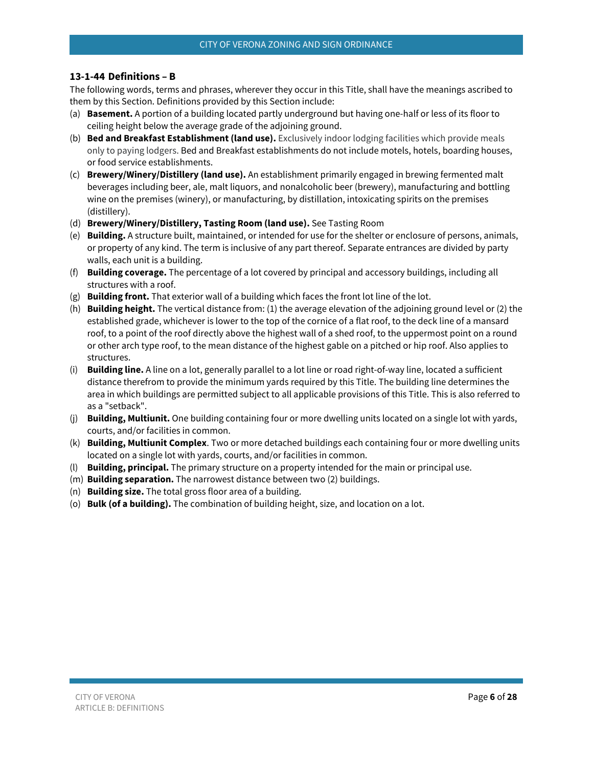### 13-1-44 Definitions – B

The following words, terms and phrases, wherever they occur in this Title, shall have the meanings ascribed to them by this Section. Definitions provided by this Section include:

(a) **Basement.** A portion of a building located partly underground but having one-half or less of its floor to ceiling height below the average grade of the adjoining ground.

(b) **Bed and Breakfast Establishment (land use).** Exclusively indoor lodging facilities which provide meals only to paying lodgers. Bed and Breakfast establishments do not include motels, hotels, boarding houses, or food service establishments.

(c) **Brewery/Winery/Distillery (land use).** An establishment primarily engaged in brewing fermented malt beverages including beer, ale, malt liquors, and nonalcoholic beer (brewery), manufacturing and bottling wine on the premises (winery), or manufacturing, by distillation, intoxicating spirits on the premises (distillery).

(d) **Brewery/Winery/Distillery, Tasting Room (land use).** See Tasting Room

(e) **Building.** A structure built, maintained, or intended for use for the shelter or enclosure of persons, animals, or property of any kind. The term is inclusive of any part thereof. Separate entrances are divided by party walls, each unit is a building.

(f) **Building coverage.** The percentage of a lot covered by principal and accessory buildings, including all structures with a roof.

(g) **Building front.** That exterior wall of a building which faces the front lot line of the lot.

(h) **Building height.** The vertical distance from: (1) the average elevation of the adjoining ground level or (2) the established grade, whichever is lower to the top of the cornice of a flat roof, to the deck line of a mansard roof, to a point of the roof directly above the highest wall of a shed roof, to the uppermost point on a round or other arch type roof, to the mean distance of the highest gable on a pitched or hip roof. Also applies to structures.

(i) **Building line.** A line on a lot, generally parallel to a lot line or road right-of-way line, located a sufficient distance therefrom to provide the minimum yards required by this Title. The building line determines the area in which buildings are permitted subject to all applicable provisions of this Title. This is also referred to as a "setback".

(j) **Building, Multiunit.** One building containing four or more dwelling units located on a single lot with yards, courts, and/or facilities in common.

(k) **Building, Multiunit Complex**. Two or more detached buildings each containing four or more dwelling units located on a single lot with yards, courts, and/or facilities in common.

(l) **Building, principal.** The primary structure on a property intended for the main or principal use.

(m) **Building separation.** The narrowest distance between two (2) buildings.

(n) **Building size.** The total gross floor area of a building.

(o) **Bulk (of a building).** The combination of building height, size, and location on a lot.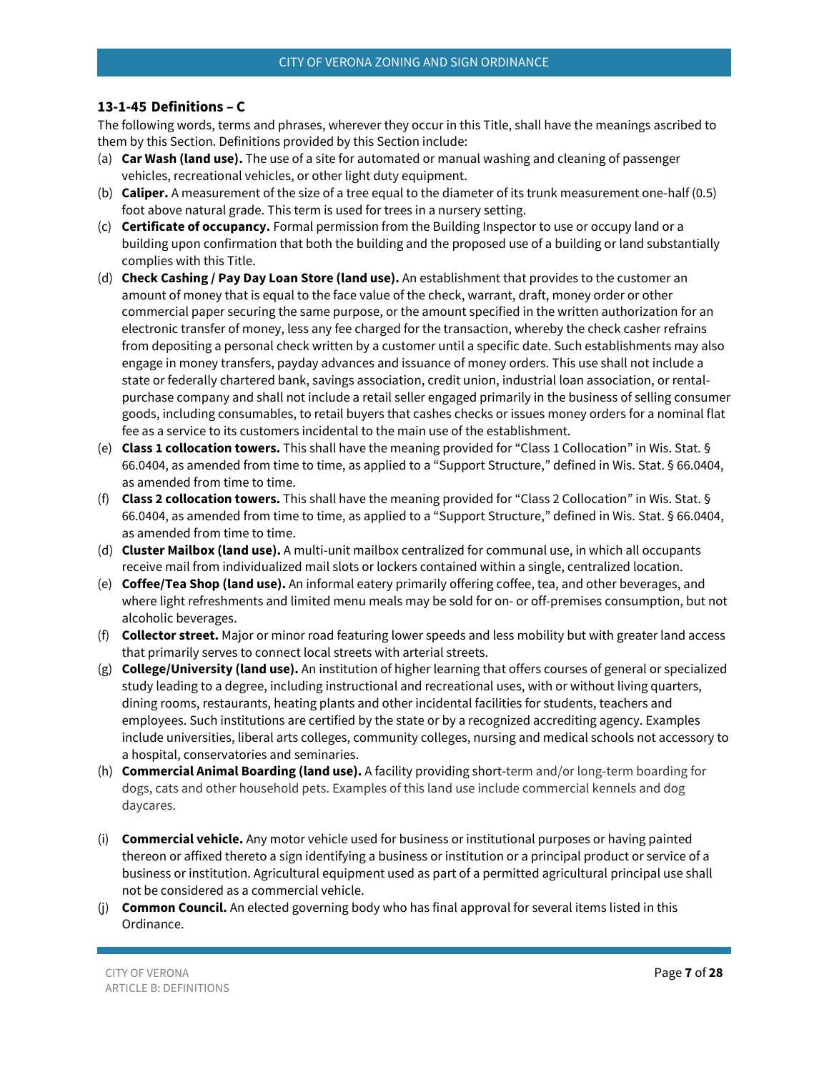### 13-1-45 Definitions – C

The following words, terms and phrases, wherever they occur in this Title, shall have the meanings ascribed to them by this Section. Definitions provided by this Section include:

(a) **Car Wash (land use).** The use of a site for automated or manual washing and cleaning of passenger vehicles, recreational vehicles, or other light duty equipment.

(b) **Caliper.** A measurement of the size of a tree equal to the diameter of its trunk measurement one-half (0.5) foot above natural grade. This term is used for trees in a nursery setting.

(c) **Certificate of occupancy.** Formal permission from the Building Inspector to use or occupy land or a building upon confirmation that both the building and the proposed use of a building or land substantially complies with this Title.

(d) **Check Cashing / Pay Day Loan Store (land use).** An establishment that provides to the customer an amount of money that is equal to the face value of the check, warrant, draft, money order or other commercial paper securing the same purpose, or the amount specified in the written authorization for an electronic transfer of money, less any fee charged for the transaction, whereby the check casher refrains from depositing a personal check written by a customer until a specific date. Such establishments may also engage in money transfers, payday advances and issuance of money orders. This use shall not include a state or federally chartered bank, savings association, credit union, industrial loan association, or rental-purchase company and shall not include a retail seller engaged primarily in the business of selling consumer goods, including consumables, to retail buyers that cashes checks or issues money orders for a nominal flat fee as a service to its customers incidental to the main use of the establishment.

(e) **Class 1 collocation towers.** This shall have the meaning provided for "Class 1 Collocation" in Wis. Stat. § 66.0404, as amended from time to time, as applied to a "Support Structure," defined in Wis. Stat. § 66.0404, as amended from time to time.

(f) **Class 2 collocation towers.** This shall have the meaning provided for "Class 2 Collocation" in Wis. Stat. § 66.0404, as amended from time to time, as applied to a "Support Structure," defined in Wis. Stat. § 66.0404, as amended from time to time.

(d) **Cluster Mailbox (land use).** A multi-unit mailbox centralized for communal use, in which all occupants receive mail from individualized mail slots or lockers contained within a single, centralized location.

(e) **Coffee/Tea Shop (land use).** An informal eatery primarily offering coffee, tea, and other beverages, and where light refreshments and limited menu meals may be sold for on- or off-premises consumption, but not alcoholic beverages.

(f) **Collector street.** Major or minor road featuring lower speeds and less mobility but with greater land access that primarily serves to connect local streets with arterial streets.

(g) **College/University (land use).** An institution of higher learning that offers courses of general or specialized study leading to a degree, including instructional and recreational uses, with or without living quarters, dining rooms, restaurants, heating plants and other incidental facilities for students, teachers and employees. Such institutions are certified by the state or by a recognized accrediting agency. Examples include universities, liberal arts colleges, community colleges, nursing and medical schools not accessory to a hospital, conservatories and seminaries.

(h) **Commercial Animal Boarding (land use).** A facility providing short-term and/or long-term boarding for dogs, cats and other household pets. Examples of this land use include commercial kennels and dog daycares.

(i) **Commercial vehicle.** Any motor vehicle used for business or institutional purposes or having painted thereon or affixed thereto a sign identifying a business or institution or a principal product or service of a business or institution. Agricultural equipment used as part of a permitted agricultural principal use shall not be considered as a commercial vehicle.

(j) **Common Council.** An elected governing body who has final approval for several items listed in this Ordinance.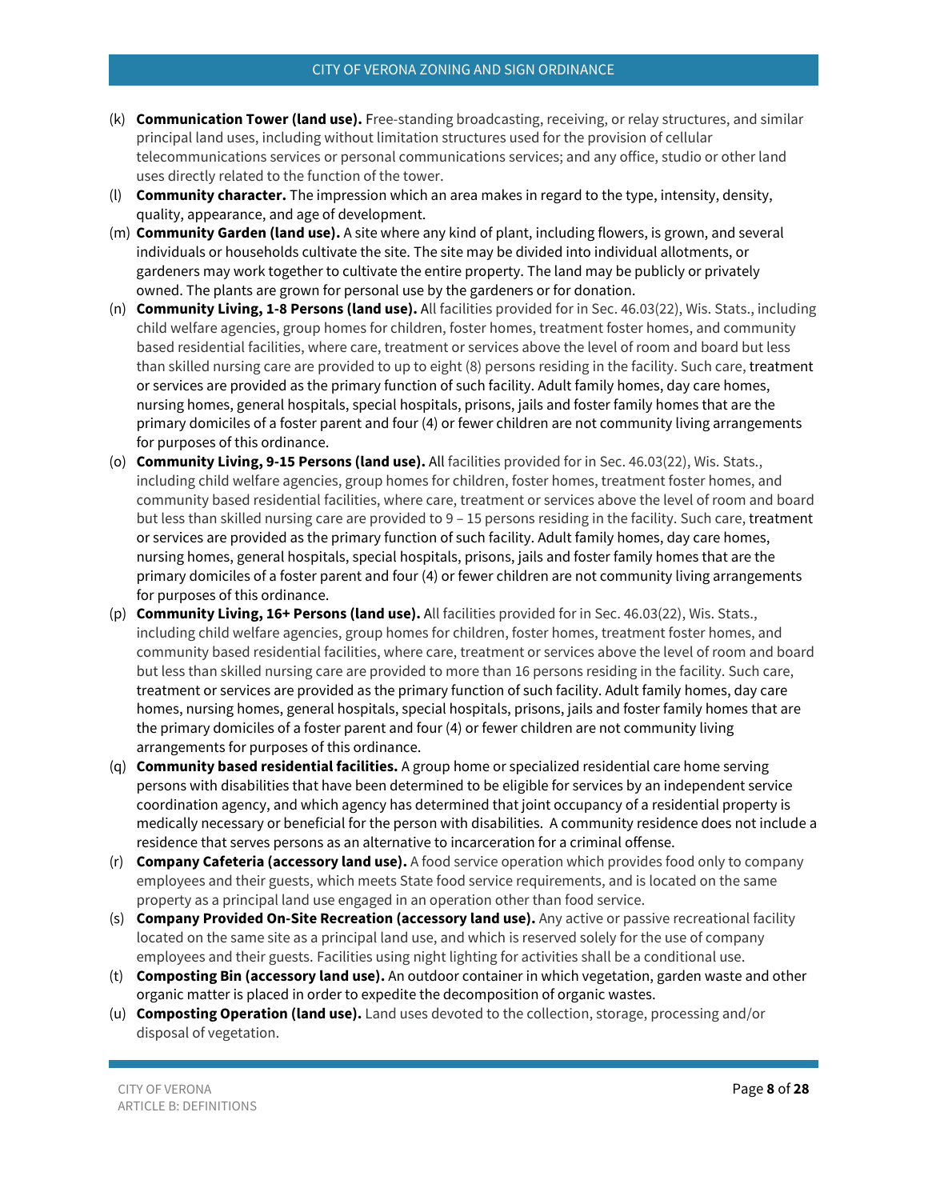(k) **Communication Tower (land use).** Free-standing broadcasting, receiving, or relay structures, and similar principal land uses, including without limitation structures used for the provision of cellular telecommunications services or personal communications services; and any office, studio or other land uses directly related to the function of the tower.

(l) **Community character.** The impression which an area makes in regard to the type, intensity, density, quality, appearance, and age of development.

(m) **Community Garden (land use).** A site where any kind of plant, including flowers, is grown, and several individuals or households cultivate the site. The site may be divided into individual allotments, or gardeners may work together to cultivate the entire property. The land may be publicly or privately owned. The plants are grown for personal use by the gardeners or for donation.

(n) **Community Living, 1-8 Persons (land use).** All facilities provided for in Sec. 46.03(22), Wis. Stats., including child welfare agencies, group homes for children, foster homes, treatment foster homes, and community based residential facilities, where care, treatment or services above the level of room and board but less than skilled nursing care are provided to up to eight (8) persons residing in the facility. Such care, treatment or services are provided as the primary function of such facility. Adult family homes, day care homes, nursing homes, general hospitals, special hospitals, prisons, jails and foster family homes that are the primary domiciles of a foster parent and four (4) or fewer children are not community living arrangements for purposes of this ordinance.

(o) **Community Living, 9-15 Persons (land use).** All facilities provided for in Sec. 46.03(22), Wis. Stats., including child welfare agencies, group homes for children, foster homes, treatment foster homes, and community based residential facilities, where care, treatment or services above the level of room and board but less than skilled nursing care are provided to 9 – 15 persons residing in the facility. Such care, treatment or services are provided as the primary function of such facility. Adult family homes, day care homes, nursing homes, general hospitals, special hospitals, prisons, jails and foster family homes that are the primary domiciles of a foster parent and four (4) or fewer children are not community living arrangements for purposes of this ordinance.

(p) **Community Living, 16+ Persons (land use).** All facilities provided for in Sec. 46.03(22), Wis. Stats., including child welfare agencies, group homes for children, foster homes, treatment foster homes, and community based residential facilities, where care, treatment or services above the level of room and board but less than skilled nursing care are provided to more than 16 persons residing in the facility. Such care, treatment or services are provided as the primary function of such facility. Adult family homes, day care homes, nursing homes, general hospitals, special hospitals, prisons, jails and foster family homes that are the primary domiciles of a foster parent and four (4) or fewer children are not community living arrangements for purposes of this ordinance.

(q) **Community based residential facilities.** A group home or specialized residential care home serving persons with disabilities that have been determined to be eligible for services by an independent service coordination agency, and which agency has determined that joint occupancy of a residential property is medically necessary or beneficial for the person with disabilities. A community residence does not include a residence that serves persons as an alternative to incarceration for a criminal offense.

(r) **Company Cafeteria (accessory land use).** A food service operation which provides food only to company employees and their guests, which meets State food service requirements, and is located on the same property as a principal land use engaged in an operation other than food service.

(s) **Company Provided On-Site Recreation (accessory land use).** Any active or passive recreational facility located on the same site as a principal land use, and which is reserved solely for the use of company employees and their guests. Facilities using night lighting for activities shall be a conditional use.

(t) **Composting Bin (accessory land use).** An outdoor container in which vegetation, garden waste and other organic matter is placed in order to expedite the decomposition of organic wastes.

(u) **Composting Operation (land use).** Land uses devoted to the collection, storage, processing and/or disposal of vegetation.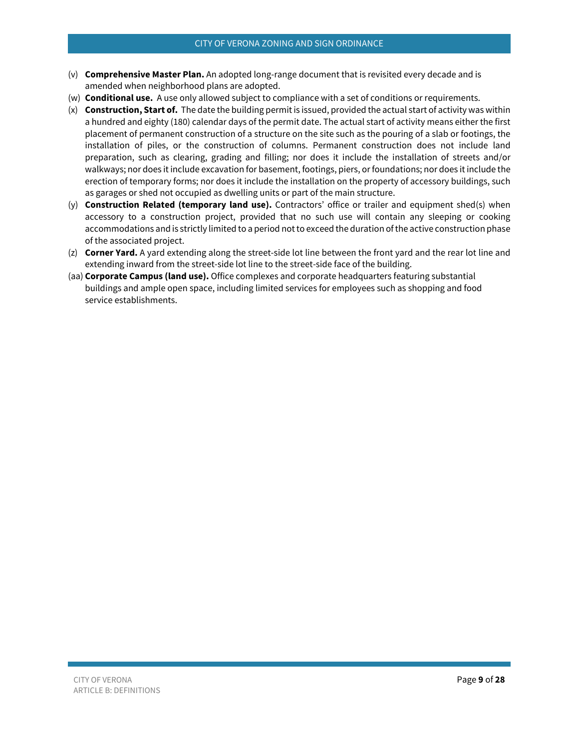(v) **Comprehensive Master Plan.** An adopted long-range document that is revisited every decade and is amended when neighborhood plans are adopted.

(w) **Conditional use.** A use only allowed subject to compliance with a set of conditions or requirements.

(x) **Construction, Start of.** The date the building permit is issued, provided the actual start of activity was within a hundred and eighty (180) calendar days of the permit date. The actual start of activity means either the first placement of permanent construction of a structure on the site such as the pouring of a slab or footings, the installation of piles, or the construction of columns. Permanent construction does not include land preparation, such as clearing, grading and filling; nor does it include the installation of streets and/or walkways; nor does it include excavation for basement, footings, piers, or foundations; nor does it include the erection of temporary forms; nor does it include the installation on the property of accessory buildings, such as garages or shed not occupied as dwelling units or part of the main structure.

(y) **Construction Related (temporary land use).** Contractors' office or trailer and equipment shed(s) when accessory to a construction project, provided that no such use will contain any sleeping or cooking accommodations and is strictly limited to a period not to exceed the duration of the active construction phase of the associated project.

(z) **Corner Yard.** A yard extending along the street-side lot line between the front yard and the rear lot line and extending inward from the street-side lot line to the street-side face of the building.

(aa) **Corporate Campus (land use).** Office complexes and corporate headquarters featuring substantial buildings and ample open space, including limited services for employees such as shopping and food service establishments.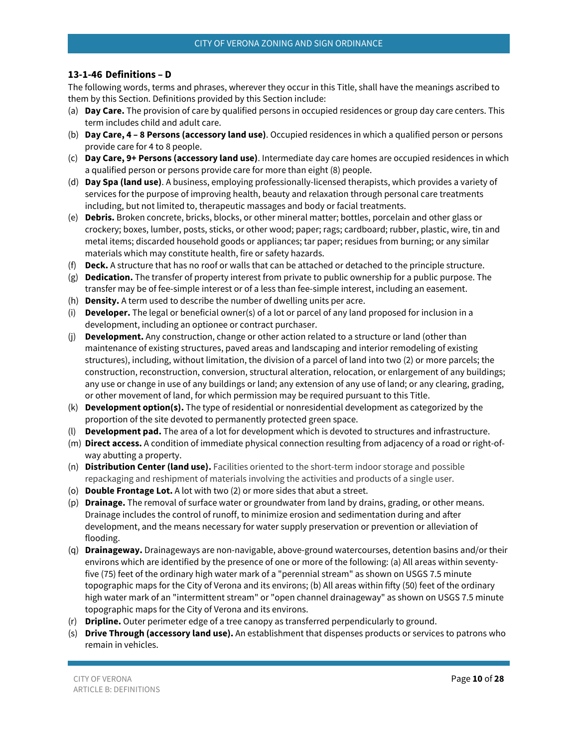### 13-1-46 Definitions – D

The following words, terms and phrases, wherever they occur in this Title, shall have the meanings ascribed to them by this Section. Definitions provided by this Section include:

(a) **Day Care.** The provision of care by qualified persons in occupied residences or group day care centers. This term includes child and adult care.

(b) **Day Care, 4 – 8 Persons (accessory land use)**. Occupied residences in which a qualified person or persons provide care for 4 to 8 people.

(c) **Day Care, 9+ Persons (accessory land use)**. Intermediate day care homes are occupied residences in which a qualified person or persons provide care for more than eight (8) people.

(d) **Day Spa (land use)**. A business, employing professionally-licensed therapists, which provides a variety of services for the purpose of improving health, beauty and relaxation through personal care treatments including, but not limited to, therapeutic massages and body or facial treatments.

(e) **Debris.** Broken concrete, bricks, blocks, or other mineral matter; bottles, porcelain and other glass or crockery; boxes, lumber, posts, sticks, or other wood; paper; rags; cardboard; rubber, plastic, wire, tin and metal items; discarded household goods or appliances; tar paper; residues from burning; or any similar materials which may constitute health, fire or safety hazards.

(f) **Deck.** A structure that has no roof or walls that can be attached or detached to the principle structure.

(g) **Dedication.** The transfer of property interest from private to public ownership for a public purpose. The transfer may be of fee-simple interest or of a less than fee-simple interest, including an easement.

(h) **Density.** A term used to describe the number of dwelling units per acre.

(i) **Developer.** The legal or beneficial owner(s) of a lot or parcel of any land proposed for inclusion in a development, including an optionee or contract purchaser.

(j) **Development.** Any construction, change or other action related to a structure or land (other than maintenance of existing structures, paved areas and landscaping and interior remodeling of existing structures), including, without limitation, the division of a parcel of land into two (2) or more parcels; the construction, reconstruction, conversion, structural alteration, relocation, or enlargement of any buildings; any use or change in use of any buildings or land; any extension of any use of land; or any clearing, grading, or other movement of land, for which permission may be required pursuant to this Title.

(k) **Development option(s).** The type of residential or nonresidential development as categorized by the proportion of the site devoted to permanently protected green space.

(l) **Development pad.** The area of a lot for development which is devoted to structures and infrastructure.

(m) **Direct access.** A condition of immediate physical connection resulting from adjacency of a road or right-of-way abutting a property.

(n) **Distribution Center (land use).** Facilities oriented to the short-term indoor storage and possible repackaging and reshipment of materials involving the activities and products of a single user.

(o) **Double Frontage Lot.** A lot with two (2) or more sides that abut a street.

(p) **Drainage.** The removal of surface water or groundwater from land by drains, grading, or other means. Drainage includes the control of runoff, to minimize erosion and sedimentation during and after development, and the means necessary for water supply preservation or prevention or alleviation of flooding.

(q) **Drainageway.** Drainageways are non-navigable, above-ground watercourses, detention basins and/or their environs which are identified by the presence of one or more of the following: (a) All areas within seventy-five (75) feet of the ordinary high water mark of a "perennial stream" as shown on USGS 7.5 minute topographic maps for the City of Verona and its environs; (b) All areas within fifty (50) feet of the ordinary high water mark of an "intermittent stream" or "open channel drainageway" as shown on USGS 7.5 minute topographic maps for the City of Verona and its environs.

(r) **Dripline.** Outer perimeter edge of a tree canopy as transferred perpendicularly to ground.

(s) **Drive Through (accessory land use).** An establishment that dispenses products or services to patrons who remain in vehicles.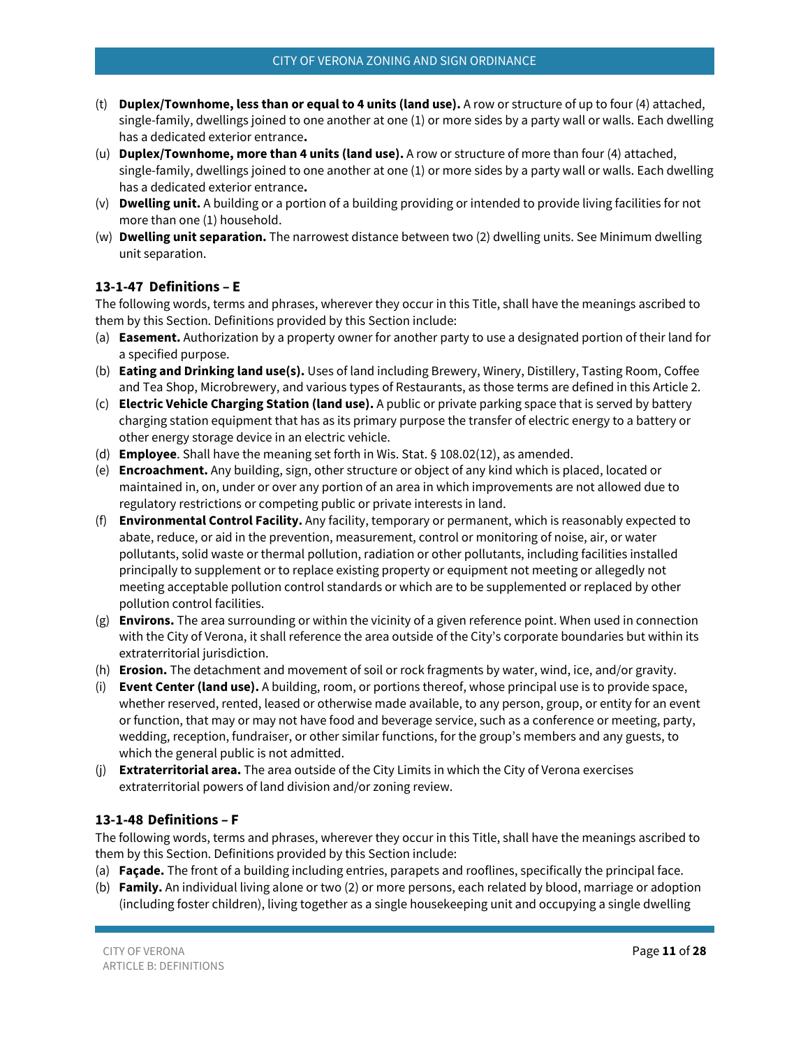(t) **Duplex/Townhome, less than or equal to 4 units (land use).** A row or structure of up to four (4) attached, single-family, dwellings joined to one another at one (1) or more sides by a party wall or walls. Each dwelling has a dedicated exterior entrance**.**

(u) **Duplex/Townhome, more than 4 units (land use).** A row or structure of more than four (4) attached, single-family, dwellings joined to one another at one (1) or more sides by a party wall or walls. Each dwelling has a dedicated exterior entrance**.**

(v) **Dwelling unit.** A building or a portion of a building providing or intended to provide living facilities for not more than one (1) household.

(w) **Dwelling unit separation.** The narrowest distance between two (2) dwelling units. See Minimum dwelling unit separation.

### 13-1-47 Definitions – E

The following words, terms and phrases, wherever they occur in this Title, shall have the meanings ascribed to them by this Section. Definitions provided by this Section include:

(a) **Easement.** Authorization by a property owner for another party to use a designated portion of their land for a specified purpose.

(b) **Eating and Drinking land use(s).** Uses of land including Brewery, Winery, Distillery, Tasting Room, Coffee and Tea Shop, Microbrewery, and various types of Restaurants, as those terms are defined in this Article 2.

(c) **Electric Vehicle Charging Station (land use).** A public or private parking space that is served by battery charging station equipment that has as its primary purpose the transfer of electric energy to a battery or other energy storage device in an electric vehicle.

(d) **Employee**. Shall have the meaning set forth in Wis. Stat. § 108.02(12), as amended.

(e) **Encroachment.** Any building, sign, other structure or object of any kind which is placed, located or maintained in, on, under or over any portion of an area in which improvements are not allowed due to regulatory restrictions or competing public or private interests in land.

(f) **Environmental Control Facility.** Any facility, temporary or permanent, which is reasonably expected to abate, reduce, or aid in the prevention, measurement, control or monitoring of noise, air, or water pollutants, solid waste or thermal pollution, radiation or other pollutants, including facilities installed principally to supplement or to replace existing property or equipment not meeting or allegedly not meeting acceptable pollution control standards or which are to be supplemented or replaced by other pollution control facilities.

(g) **Environs.** The area surrounding or within the vicinity of a given reference point. When used in connection with the City of Verona, it shall reference the area outside of the City's corporate boundaries but within its extraterritorial jurisdiction.

(h) **Erosion.** The detachment and movement of soil or rock fragments by water, wind, ice, and/or gravity.

(i) **Event Center (land use).** A building, room, or portions thereof, whose principal use is to provide space, whether reserved, rented, leased or otherwise made available, to any person, group, or entity for an event or function, that may or may not have food and beverage service, such as a conference or meeting, party, wedding, reception, fundraiser, or other similar functions, for the group's members and any guests, to which the general public is not admitted.

(j) **Extraterritorial area.** The area outside of the City Limits in which the City of Verona exercises extraterritorial powers of land division and/or zoning review.

### 13-1-48 Definitions – F

The following words, terms and phrases, wherever they occur in this Title, shall have the meanings ascribed to them by this Section. Definitions provided by this Section include:

(a) **Façade.** The front of a building including entries, parapets and rooflines, specifically the principal face.

(b) **Family.** An individual living alone or two (2) or more persons, each related by blood, marriage or adoption (including foster children), living together as a single housekeeping unit and occupying a single dwelling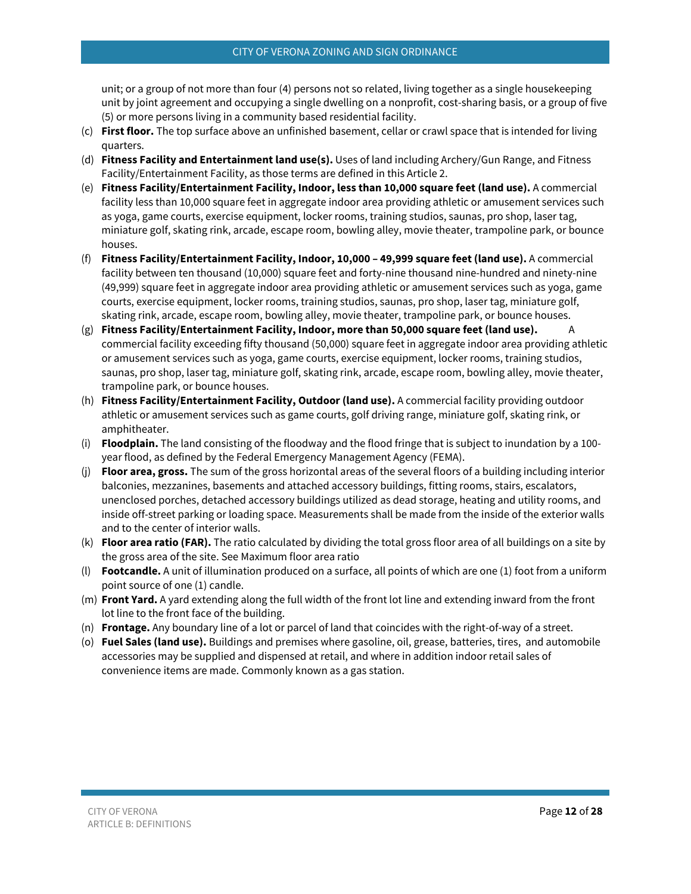unit; or a group of not more than four (4) persons not so related, living together as a single housekeeping unit by joint agreement and occupying a single dwelling on a nonprofit, cost-sharing basis, or a group of five (5) or more persons living in a community based residential facility.

(c) **First floor.** The top surface above an unfinished basement, cellar or crawl space that is intended for living quarters.

(d) **Fitness Facility and Entertainment land use(s).** Uses of land including Archery/Gun Range, and Fitness Facility/Entertainment Facility, as those terms are defined in this Article 2.

(e) **Fitness Facility/Entertainment Facility, Indoor, less than 10,000 square feet (land use).** A commercial facility less than 10,000 square feet in aggregate indoor area providing athletic or amusement services such as yoga, game courts, exercise equipment, locker rooms, training studios, saunas, pro shop, laser tag, miniature golf, skating rink, arcade, escape room, bowling alley, movie theater, trampoline park, or bounce houses.

(f) **Fitness Facility/Entertainment Facility, Indoor, 10,000 – 49,999 square feet (land use).** A commercial facility between ten thousand (10,000) square feet and forty-nine thousand nine-hundred and ninety-nine (49,999) square feet in aggregate indoor area providing athletic or amusement services such as yoga, game courts, exercise equipment, locker rooms, training studios, saunas, pro shop, laser tag, miniature golf, skating rink, arcade, escape room, bowling alley, movie theater, trampoline park, or bounce houses.

(g) **Fitness Facility/Entertainment Facility, Indoor, more than 50,000 square feet (land use).** A commercial facility exceeding fifty thousand (50,000) square feet in aggregate indoor area providing athletic or amusement services such as yoga, game courts, exercise equipment, locker rooms, training studios, saunas, pro shop, laser tag, miniature golf, skating rink, arcade, escape room, bowling alley, movie theater, trampoline park, or bounce houses.

(h) **Fitness Facility/Entertainment Facility, Outdoor (land use).** A commercial facility providing outdoor athletic or amusement services such as game courts, golf driving range, miniature golf, skating rink, or amphitheater.

(i) **Floodplain.** The land consisting of the floodway and the flood fringe that is subject to inundation by a 100-year flood, as defined by the Federal Emergency Management Agency (FEMA).

(j) **Floor area, gross.** The sum of the gross horizontal areas of the several floors of a building including interior balconies, mezzanines, basements and attached accessory buildings, fitting rooms, stairs, escalators, unenclosed porches, detached accessory buildings utilized as dead storage, heating and utility rooms, and inside off-street parking or loading space. Measurements shall be made from the inside of the exterior walls and to the center of interior walls.

(k) **Floor area ratio (FAR).** The ratio calculated by dividing the total gross floor area of all buildings on a site by the gross area of the site. See Maximum floor area ratio

(l) **Footcandle.** A unit of illumination produced on a surface, all points of which are one (1) foot from a uniform point source of one (1) candle.

(m) **Front Yard.** A yard extending along the full width of the front lot line and extending inward from the front lot line to the front face of the building.

(n) **Frontage.** Any boundary line of a lot or parcel of land that coincides with the right-of-way of a street.

(o) **Fuel Sales (land use).** Buildings and premises where gasoline, oil, grease, batteries, tires, and automobile accessories may be supplied and dispensed at retail, and where in addition indoor retail sales of convenience items are made. Commonly known as a gas station.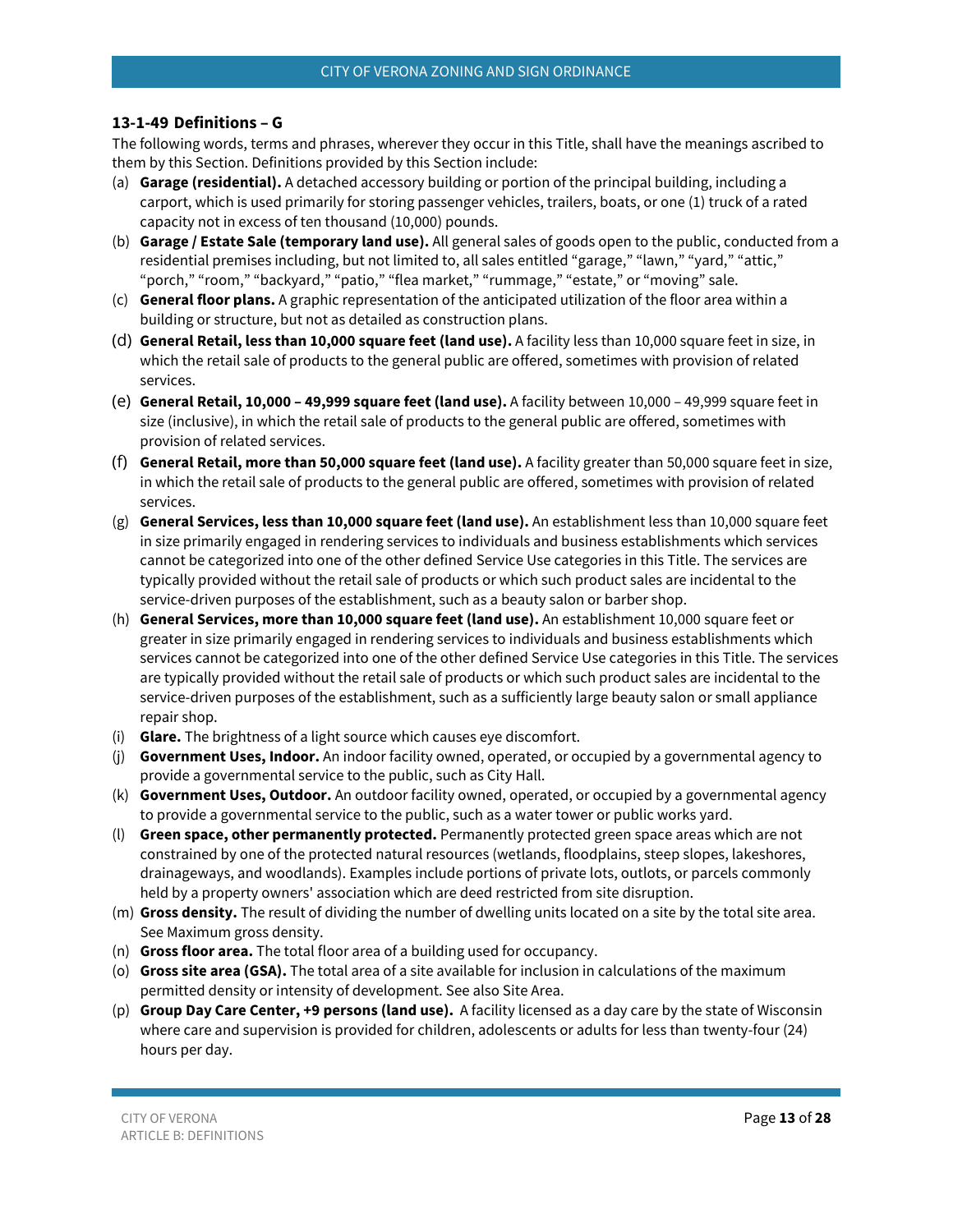### 13-1-49 Definitions – G

The following words, terms and phrases, wherever they occur in this Title, shall have the meanings ascribed to them by this Section. Definitions provided by this Section include:

(a) **Garage (residential).** A detached accessory building or portion of the principal building, including a carport, which is used primarily for storing passenger vehicles, trailers, boats, or one (1) truck of a rated capacity not in excess of ten thousand (10,000) pounds.

(b) **Garage / Estate Sale (temporary land use).** All general sales of goods open to the public, conducted from a residential premises including, but not limited to, all sales entitled "garage," "lawn," "yard," "attic," "porch," "room," "backyard," "patio," "flea market," "rummage," "estate," or "moving" sale.

(c) **General floor plans.** A graphic representation of the anticipated utilization of the floor area within a building or structure, but not as detailed as construction plans.

(d) **General Retail, less than 10,000 square feet (land use).** A facility less than 10,000 square feet in size, in which the retail sale of products to the general public are offered, sometimes with provision of related services.

(e) **General Retail, 10,000 – 49,999 square feet (land use).** A facility between 10,000 – 49,999 square feet in size (inclusive), in which the retail sale of products to the general public are offered, sometimes with provision of related services.

(f) **General Retail, more than 50,000 square feet (land use).** A facility greater than 50,000 square feet in size, in which the retail sale of products to the general public are offered, sometimes with provision of related services.

(g) **General Services, less than 10,000 square feet (land use).** An establishment less than 10,000 square feet in size primarily engaged in rendering services to individuals and business establishments which services cannot be categorized into one of the other defined Service Use categories in this Title. The services are typically provided without the retail sale of products or which such product sales are incidental to the service-driven purposes of the establishment, such as a beauty salon or barber shop.

(h) **General Services, more than 10,000 square feet (land use).** An establishment 10,000 square feet or greater in size primarily engaged in rendering services to individuals and business establishments which services cannot be categorized into one of the other defined Service Use categories in this Title. The services are typically provided without the retail sale of products or which such product sales are incidental to the service-driven purposes of the establishment, such as a sufficiently large beauty salon or small appliance repair shop.

(i) **Glare.** The brightness of a light source which causes eye discomfort.

(j) **Government Uses, Indoor.** An indoor facility owned, operated, or occupied by a governmental agency to provide a governmental service to the public, such as City Hall.

(k) **Government Uses, Outdoor.** An outdoor facility owned, operated, or occupied by a governmental agency to provide a governmental service to the public, such as a water tower or public works yard.

(l) **Green space, other permanently protected.** Permanently protected green space areas which are not constrained by one of the protected natural resources (wetlands, floodplains, steep slopes, lakeshores, drainageways, and woodlands). Examples include portions of private lots, outlots, or parcels commonly held by a property owners' association which are deed restricted from site disruption.

(m) **Gross density.** The result of dividing the number of dwelling units located on a site by the total site area. See Maximum gross density.

(n) **Gross floor area.** The total floor area of a building used for occupancy.

(o) **Gross site area (GSA).** The total area of a site available for inclusion in calculations of the maximum permitted density or intensity of development. See also Site Area.

(p) **Group Day Care Center, +9 persons (land use).** A facility licensed as a day care by the state of Wisconsin where care and supervision is provided for children, adolescents or adults for less than twenty-four (24) hours per day.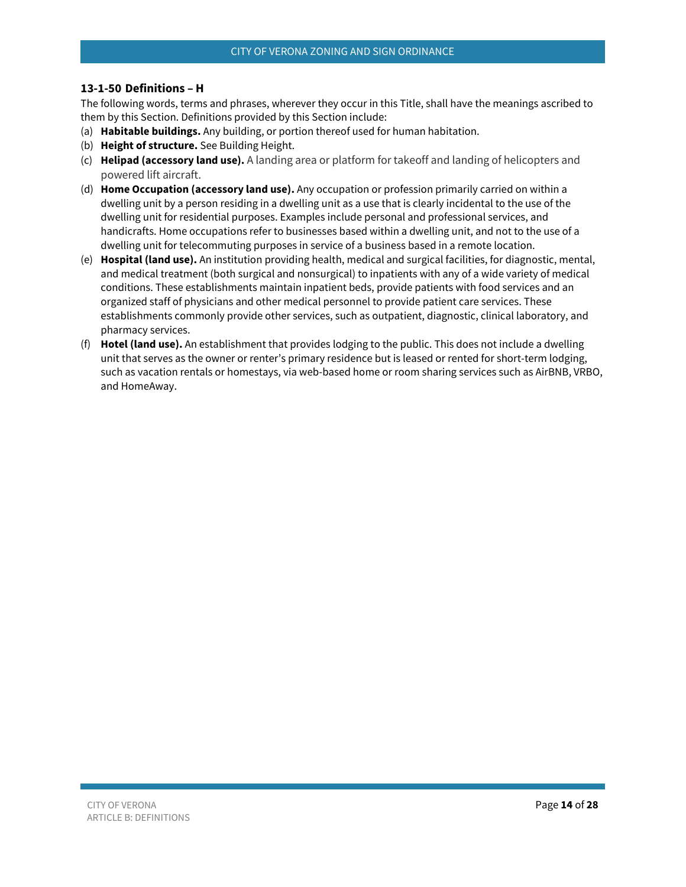### 13-1-50 Definitions – H

The following words, terms and phrases, wherever they occur in this Title, shall have the meanings ascribed to them by this Section. Definitions provided by this Section include:

(a) **Habitable buildings.** Any building, or portion thereof used for human habitation.

(b) **Height of structure.** See Building Height.

(c) **Helipad (accessory land use).** A landing area or platform for takeoff and landing of helicopters and powered lift aircraft.

(d) **Home Occupation (accessory land use).** Any occupation or profession primarily carried on within a dwelling unit by a person residing in a dwelling unit as a use that is clearly incidental to the use of the dwelling unit for residential purposes. Examples include personal and professional services, and handicrafts. Home occupations refer to businesses based within a dwelling unit, and not to the use of a dwelling unit for telecommuting purposes in service of a business based in a remote location.

(e) **Hospital (land use).** An institution providing health, medical and surgical facilities, for diagnostic, mental, and medical treatment (both surgical and nonsurgical) to inpatients with any of a wide variety of medical conditions. These establishments maintain inpatient beds, provide patients with food services and an organized staff of physicians and other medical personnel to provide patient care services. These establishments commonly provide other services, such as outpatient, diagnostic, clinical laboratory, and pharmacy services.

(f) **Hotel (land use).** An establishment that provides lodging to the public. This does not include a dwelling unit that serves as the owner or renter's primary residence but is leased or rented for short-term lodging, such as vacation rentals or homestays, via web-based home or room sharing services such as AirBNB, VRBO, and HomeAway.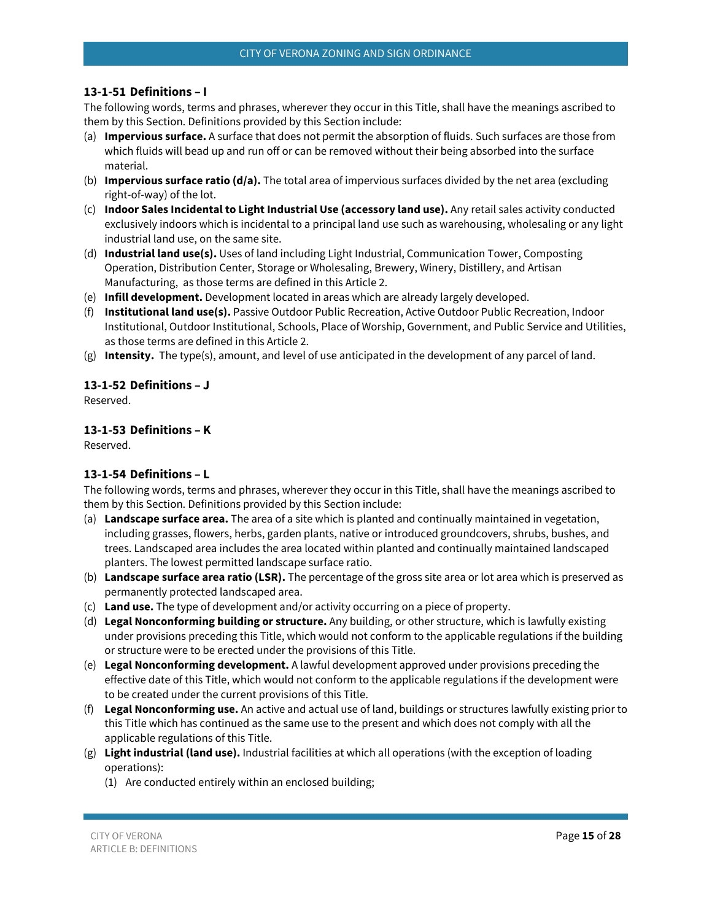### 13-1-51 Definitions – I

The following words, terms and phrases, wherever they occur in this Title, shall have the meanings ascribed to them by this Section. Definitions provided by this Section include:

(a) **Impervious surface.** A surface that does not permit the absorption of fluids. Such surfaces are those from which fluids will bead up and run off or can be removed without their being absorbed into the surface material.

(b) **Impervious surface ratio (d/a).** The total area of impervious surfaces divided by the net area (excluding right-of-way) of the lot.

(c) **Indoor Sales Incidental to Light Industrial Use (accessory land use).** Any retail sales activity conducted exclusively indoors which is incidental to a principal land use such as warehousing, wholesaling or any light industrial land use, on the same site.

(d) **Industrial land use(s).** Uses of land including Light Industrial, Communication Tower, Composting Operation, Distribution Center, Storage or Wholesaling, Brewery, Winery, Distillery, and Artisan Manufacturing, as those terms are defined in this Article 2.

(e) **Infill development.** Development located in areas which are already largely developed.

(f) **Institutional land use(s).** Passive Outdoor Public Recreation, Active Outdoor Public Recreation, Indoor Institutional, Outdoor Institutional, Schools, Place of Worship, Government, and Public Service and Utilities, as those terms are defined in this Article 2.

(g) **Intensity.** The type(s), amount, and level of use anticipated in the development of any parcel of land.

### 13-1-52 Definitions – J

Reserved.

### 13-1-53 Definitions – K

Reserved.

### 13-1-54 Definitions – L

The following words, terms and phrases, wherever they occur in this Title, shall have the meanings ascribed to them by this Section. Definitions provided by this Section include:

(a) **Landscape surface area.** The area of a site which is planted and continually maintained in vegetation, including grasses, flowers, herbs, garden plants, native or introduced groundcovers, shrubs, bushes, and trees. Landscaped area includes the area located within planted and continually maintained landscaped planters. The lowest permitted landscape surface ratio.

(b) **Landscape surface area ratio (LSR).** The percentage of the gross site area or lot area which is preserved as permanently protected landscaped area.

(c) **Land use.** The type of development and/or activity occurring on a piece of property.

(d) **Legal Nonconforming building or structure.** Any building, or other structure, which is lawfully existing under provisions preceding this Title, which would not conform to the applicable regulations if the building or structure were to be erected under the provisions of this Title.

(e) **Legal Nonconforming development.** A lawful development approved under provisions preceding the effective date of this Title, which would not conform to the applicable regulations if the development were to be created under the current provisions of this Title.

(f) **Legal Nonconforming use.** An active and actual use of land, buildings or structures lawfully existing prior to this Title which has continued as the same use to the present and which does not comply with all the applicable regulations of this Title.

(g) **Light industrial (land use).** Industrial facilities at which all operations (with the exception of loading operations):

  (1) Are conducted entirely within an enclosed building;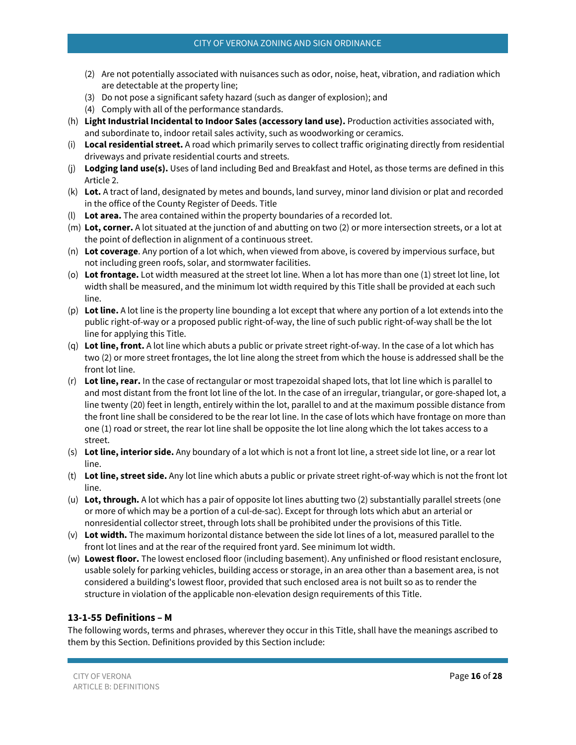(2) Are not potentially associated with nuisances such as odor, noise, heat, vibration, and radiation which are detectable at the property line;
(3) Do not pose a significant safety hazard (such as danger of explosion); and
(4) Comply with all of the performance standards.

(h) **Light Industrial Incidental to Indoor Sales (accessory land use).** Production activities associated with, and subordinate to, indoor retail sales activity, such as woodworking or ceramics.

(i) **Local residential street.** A road which primarily serves to collect traffic originating directly from residential driveways and private residential courts and streets.

(j) **Lodging land use(s).** Uses of land including Bed and Breakfast and Hotel, as those terms are defined in this Article 2.

(k) **Lot.** A tract of land, designated by metes and bounds, land survey, minor land division or plat and recorded in the office of the County Register of Deeds. Title

(l) **Lot area.** The area contained within the property boundaries of a recorded lot.

(m) **Lot, corner.** A lot situated at the junction of and abutting on two (2) or more intersection streets, or a lot at the point of deflection in alignment of a continuous street.

(n) **Lot coverage**. Any portion of a lot which, when viewed from above, is covered by impervious surface, but not including green roofs, solar, and stormwater facilities.

(o) **Lot frontage.** Lot width measured at the street lot line. When a lot has more than one (1) street lot line, lot width shall be measured, and the minimum lot width required by this Title shall be provided at each such line.

(p) **Lot line.** A lot line is the property line bounding a lot except that where any portion of a lot extends into the public right-of-way or a proposed public right-of-way, the line of such public right-of-way shall be the lot line for applying this Title.

(q) **Lot line, front.** A lot line which abuts a public or private street right-of-way. In the case of a lot which has two (2) or more street frontages, the lot line along the street from which the house is addressed shall be the front lot line.

(r) **Lot line, rear.** In the case of rectangular or most trapezoidal shaped lots, that lot line which is parallel to and most distant from the front lot line of the lot. In the case of an irregular, triangular, or gore-shaped lot, a line twenty (20) feet in length, entirely within the lot, parallel to and at the maximum possible distance from the front line shall be considered to be the rear lot line. In the case of lots which have frontage on more than one (1) road or street, the rear lot line shall be opposite the lot line along which the lot takes access to a street.

(s) **Lot line, interior side.** Any boundary of a lot which is not a front lot line, a street side lot line, or a rear lot line.

(t) **Lot line, street side.** Any lot line which abuts a public or private street right-of-way which is not the front lot line.

(u) **Lot, through.** A lot which has a pair of opposite lot lines abutting two (2) substantially parallel streets (one or more of which may be a portion of a cul-de-sac). Except for through lots which abut an arterial or nonresidential collector street, through lots shall be prohibited under the provisions of this Title.

(v) **Lot width.** The maximum horizontal distance between the side lot lines of a lot, measured parallel to the front lot lines and at the rear of the required front yard. See minimum lot width.

(w) **Lowest floor.** The lowest enclosed floor (including basement). Any unfinished or flood resistant enclosure, usable solely for parking vehicles, building access or storage, in an area other than a basement area, is not considered a building's lowest floor, provided that such enclosed area is not built so as to render the structure in violation of the applicable non-elevation design requirements of this Title.

### 13-1-55 Definitions – M

The following words, terms and phrases, wherever they occur in this Title, shall have the meanings ascribed to them by this Section. Definitions provided by this Section include: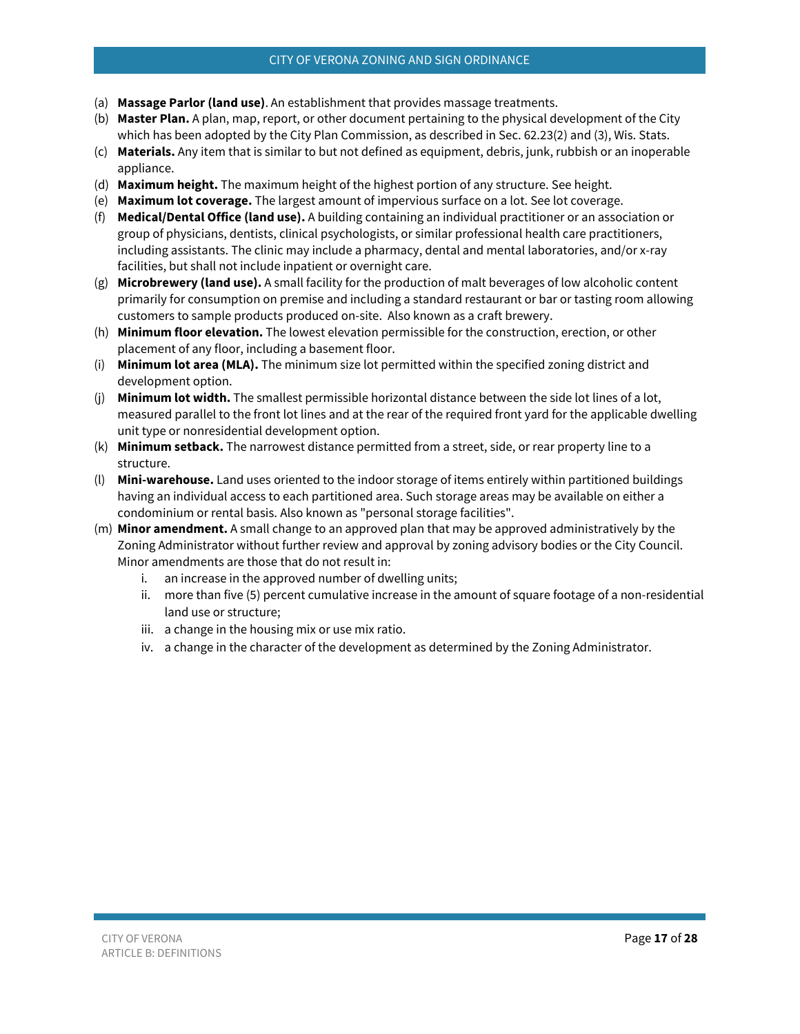(a) **Massage Parlor (land use)**. An establishment that provides massage treatments.

(b) **Master Plan.** A plan, map, report, or other document pertaining to the physical development of the City which has been adopted by the City Plan Commission, as described in Sec. 62.23(2) and (3), Wis. Stats.

(c) **Materials.** Any item that is similar to but not defined as equipment, debris, junk, rubbish or an inoperable appliance.

(d) **Maximum height.** The maximum height of the highest portion of any structure. See height.

(e) **Maximum lot coverage.** The largest amount of impervious surface on a lot. See lot coverage.

(f) **Medical/Dental Office (land use).** A building containing an individual practitioner or an association or group of physicians, dentists, clinical psychologists, or similar professional health care practitioners, including assistants. The clinic may include a pharmacy, dental and mental laboratories, and/or x-ray facilities, but shall not include inpatient or overnight care.

(g) **Microbrewery (land use).** A small facility for the production of malt beverages of low alcoholic content primarily for consumption on premise and including a standard restaurant or bar or tasting room allowing customers to sample products produced on-site. Also known as a craft brewery.

(h) **Minimum floor elevation.** The lowest elevation permissible for the construction, erection, or other placement of any floor, including a basement floor.

(i) **Minimum lot area (MLA).** The minimum size lot permitted within the specified zoning district and development option.

(j) **Minimum lot width.** The smallest permissible horizontal distance between the side lot lines of a lot, measured parallel to the front lot lines and at the rear of the required front yard for the applicable dwelling unit type or nonresidential development option.

(k) **Minimum setback.** The narrowest distance permitted from a street, side, or rear property line to a structure.

(l) **Mini-warehouse.** Land uses oriented to the indoor storage of items entirely within partitioned buildings having an individual access to each partitioned area. Such storage areas may be available on either a condominium or rental basis. Also known as "personal storage facilities".

(m) **Minor amendment.** A small change to an approved plan that may be approved administratively by the Zoning Administrator without further review and approval by zoning advisory bodies or the City Council. Minor amendments are those that do not result in:

   i. an increase in the approved number of dwelling units;

   ii. more than five (5) percent cumulative increase in the amount of square footage of a non-residential land use or structure;

   iii. a change in the housing mix or use mix ratio.

   iv. a change in the character of the development as determined by the Zoning Administrator.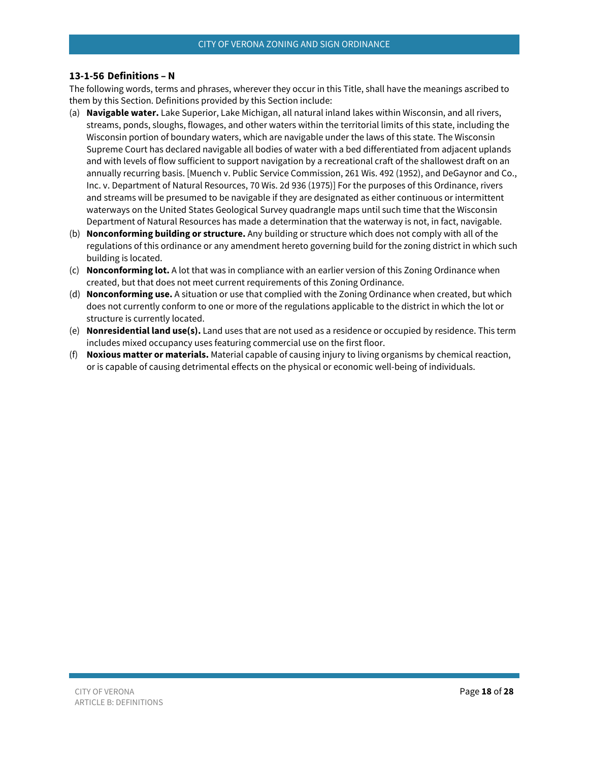### 13-1-56 Definitions – N

The following words, terms and phrases, wherever they occur in this Title, shall have the meanings ascribed to them by this Section. Definitions provided by this Section include:

(a) **Navigable water.** Lake Superior, Lake Michigan, all natural inland lakes within Wisconsin, and all rivers, streams, ponds, sloughs, flowages, and other waters within the territorial limits of this state, including the Wisconsin portion of boundary waters, which are navigable under the laws of this state. The Wisconsin Supreme Court has declared navigable all bodies of water with a bed differentiated from adjacent uplands and with levels of flow sufficient to support navigation by a recreational craft of the shallowest draft on an annually recurring basis. [Muench v. Public Service Commission, 261 Wis. 492 (1952), and DeGaynor and Co., Inc. v. Department of Natural Resources, 70 Wis. 2d 936 (1975)] For the purposes of this Ordinance, rivers and streams will be presumed to be navigable if they are designated as either continuous or intermittent waterways on the United States Geological Survey quadrangle maps until such time that the Wisconsin Department of Natural Resources has made a determination that the waterway is not, in fact, navigable.

(b) **Nonconforming building or structure.** Any building or structure which does not comply with all of the regulations of this ordinance or any amendment hereto governing build for the zoning district in which such building is located.

(c) **Nonconforming lot.** A lot that was in compliance with an earlier version of this Zoning Ordinance when created, but that does not meet current requirements of this Zoning Ordinance.

(d) **Nonconforming use.** A situation or use that complied with the Zoning Ordinance when created, but which does not currently conform to one or more of the regulations applicable to the district in which the lot or structure is currently located.

(e) **Nonresidential land use(s).** Land uses that are not used as a residence or occupied by residence. This term includes mixed occupancy uses featuring commercial use on the first floor.

(f) **Noxious matter or materials.** Material capable of causing injury to living organisms by chemical reaction, or is capable of causing detrimental effects on the physical or economic well-being of individuals.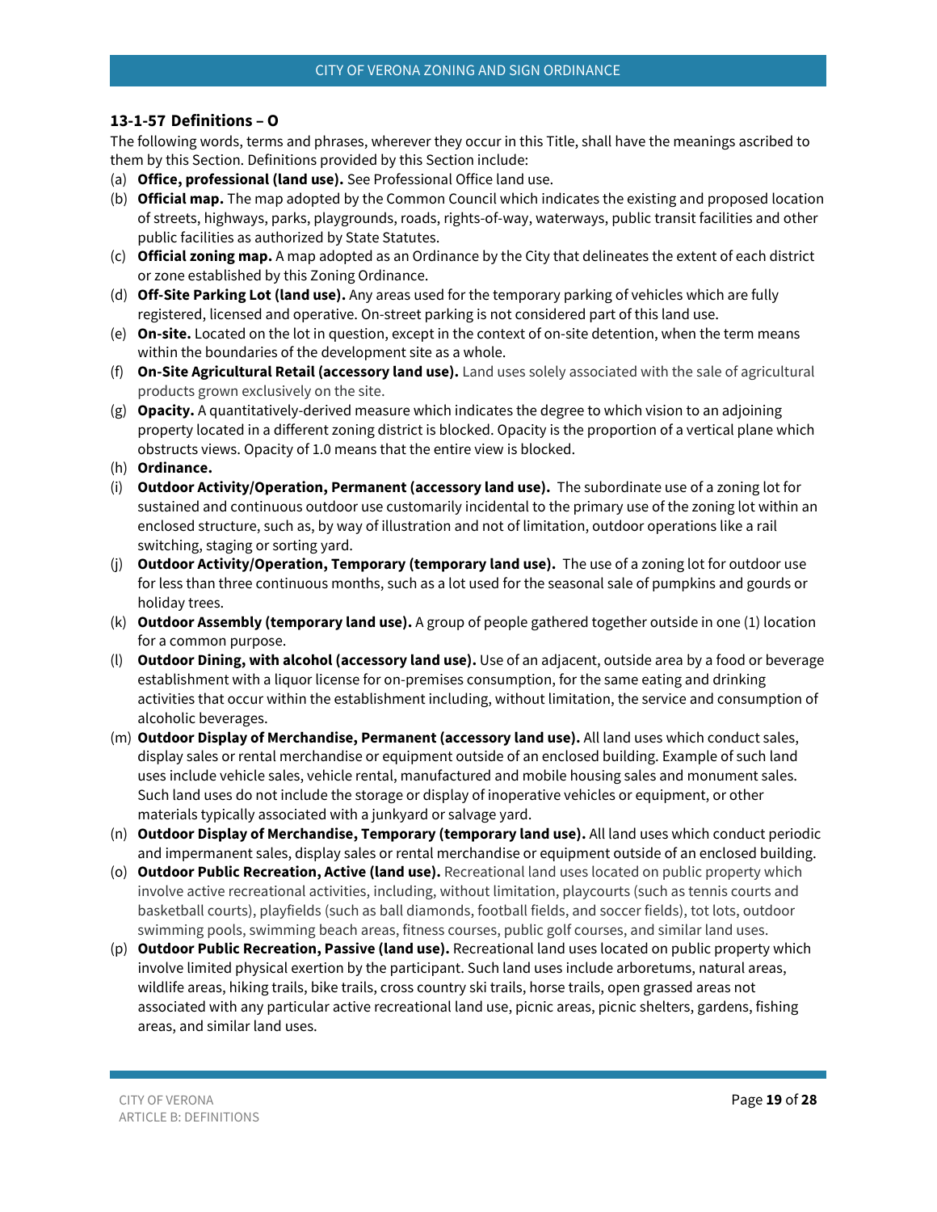### 13-1-57 Definitions – O

The following words, terms and phrases, wherever they occur in this Title, shall have the meanings ascribed to them by this Section. Definitions provided by this Section include:

(a) **Office, professional (land use).** See Professional Office land use.

(b) **Official map.** The map adopted by the Common Council which indicates the existing and proposed location of streets, highways, parks, playgrounds, roads, rights-of-way, waterways, public transit facilities and other public facilities as authorized by State Statutes.

(c) **Official zoning map.** A map adopted as an Ordinance by the City that delineates the extent of each district or zone established by this Zoning Ordinance.

(d) **Off-Site Parking Lot (land use).** Any areas used for the temporary parking of vehicles which are fully registered, licensed and operative. On-street parking is not considered part of this land use.

(e) **On-site.** Located on the lot in question, except in the context of on-site detention, when the term means within the boundaries of the development site as a whole.

(f) **On-Site Agricultural Retail (accessory land use).** Land uses solely associated with the sale of agricultural products grown exclusively on the site.

(g) **Opacity.** A quantitatively-derived measure which indicates the degree to which vision to an adjoining property located in a different zoning district is blocked. Opacity is the proportion of a vertical plane which obstructs views. Opacity of 1.0 means that the entire view is blocked.

(h) **Ordinance.**

(i) **Outdoor Activity/Operation, Permanent (accessory land use).** The subordinate use of a zoning lot for sustained and continuous outdoor use customarily incidental to the primary use of the zoning lot within an enclosed structure, such as, by way of illustration and not of limitation, outdoor operations like a rail switching, staging or sorting yard.

(j) **Outdoor Activity/Operation, Temporary (temporary land use).** The use of a zoning lot for outdoor use for less than three continuous months, such as a lot used for the seasonal sale of pumpkins and gourds or holiday trees.

(k) **Outdoor Assembly (temporary land use).** A group of people gathered together outside in one (1) location for a common purpose.

(l) **Outdoor Dining, with alcohol (accessory land use).** Use of an adjacent, outside area by a food or beverage establishment with a liquor license for on-premises consumption, for the same eating and drinking activities that occur within the establishment including, without limitation, the service and consumption of alcoholic beverages.

(m) **Outdoor Display of Merchandise, Permanent (accessory land use).** All land uses which conduct sales, display sales or rental merchandise or equipment outside of an enclosed building. Example of such land uses include vehicle sales, vehicle rental, manufactured and mobile housing sales and monument sales. Such land uses do not include the storage or display of inoperative vehicles or equipment, or other materials typically associated with a junkyard or salvage yard.

(n) **Outdoor Display of Merchandise, Temporary (temporary land use).** All land uses which conduct periodic and impermanent sales, display sales or rental merchandise or equipment outside of an enclosed building.

(o) **Outdoor Public Recreation, Active (land use).** Recreational land uses located on public property which involve active recreational activities, including, without limitation, playcourts (such as tennis courts and basketball courts), playfields (such as ball diamonds, football fields, and soccer fields), tot lots, outdoor swimming pools, swimming beach areas, fitness courses, public golf courses, and similar land uses.

(p) **Outdoor Public Recreation, Passive (land use).** Recreational land uses located on public property which involve limited physical exertion by the participant. Such land uses include arboretums, natural areas, wildlife areas, hiking trails, bike trails, cross country ski trails, horse trails, open grassed areas not associated with any particular active recreational land use, picnic areas, picnic shelters, gardens, fishing areas, and similar land uses.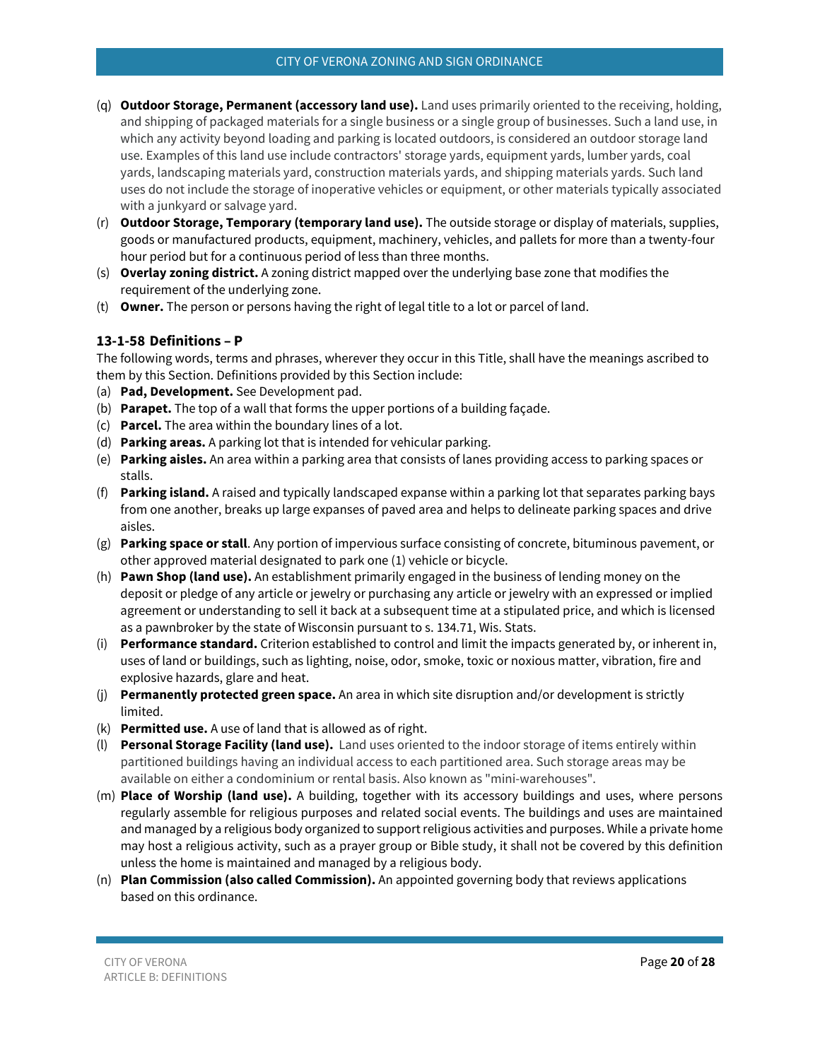(q) **Outdoor Storage, Permanent (accessory land use).** Land uses primarily oriented to the receiving, holding, and shipping of packaged materials for a single business or a single group of businesses. Such a land use, in which any activity beyond loading and parking is located outdoors, is considered an outdoor storage land use. Examples of this land use include contractors' storage yards, equipment yards, lumber yards, coal yards, landscaping materials yard, construction materials yards, and shipping materials yards. Such land uses do not include the storage of inoperative vehicles or equipment, or other materials typically associated with a junkyard or salvage yard.

(r) **Outdoor Storage, Temporary (temporary land use).** The outside storage or display of materials, supplies, goods or manufactured products, equipment, machinery, vehicles, and pallets for more than a twenty-four hour period but for a continuous period of less than three months.

(s) **Overlay zoning district.** A zoning district mapped over the underlying base zone that modifies the requirement of the underlying zone.

(t) **Owner.** The person or persons having the right of legal title to a lot or parcel of land.

### 13-1-58 Definitions – P

The following words, terms and phrases, wherever they occur in this Title, shall have the meanings ascribed to them by this Section. Definitions provided by this Section include:

(a) **Pad, Development.** See Development pad.

(b) **Parapet.** The top of a wall that forms the upper portions of a building façade.

(c) **Parcel.** The area within the boundary lines of a lot.

(d) **Parking areas.** A parking lot that is intended for vehicular parking.

(e) **Parking aisles.** An area within a parking area that consists of lanes providing access to parking spaces or stalls.

(f) **Parking island.** A raised and typically landscaped expanse within a parking lot that separates parking bays from one another, breaks up large expanses of paved area and helps to delineate parking spaces and drive aisles.

(g) **Parking space or stall**. Any portion of impervious surface consisting of concrete, bituminous pavement, or other approved material designated to park one (1) vehicle or bicycle.

(h) **Pawn Shop (land use).** An establishment primarily engaged in the business of lending money on the deposit or pledge of any article or jewelry or purchasing any article or jewelry with an expressed or implied agreement or understanding to sell it back at a subsequent time at a stipulated price, and which is licensed as a pawnbroker by the state of Wisconsin pursuant to s. 134.71, Wis. Stats.

(i) **Performance standard.** Criterion established to control and limit the impacts generated by, or inherent in, uses of land or buildings, such as lighting, noise, odor, smoke, toxic or noxious matter, vibration, fire and explosive hazards, glare and heat.

(j) **Permanently protected green space.** An area in which site disruption and/or development is strictly limited.

(k) **Permitted use.** A use of land that is allowed as of right.

(l) **Personal Storage Facility (land use).** Land uses oriented to the indoor storage of items entirely within partitioned buildings having an individual access to each partitioned area. Such storage areas may be available on either a condominium or rental basis. Also known as "mini-warehouses".

(m) **Place of Worship (land use).** A building, together with its accessory buildings and uses, where persons regularly assemble for religious purposes and related social events. The buildings and uses are maintained and managed by a religious body organized to support religious activities and purposes. While a private home may host a religious activity, such as a prayer group or Bible study, it shall not be covered by this definition unless the home is maintained and managed by a religious body.

(n) **Plan Commission (also called Commission).** An appointed governing body that reviews applications based on this ordinance.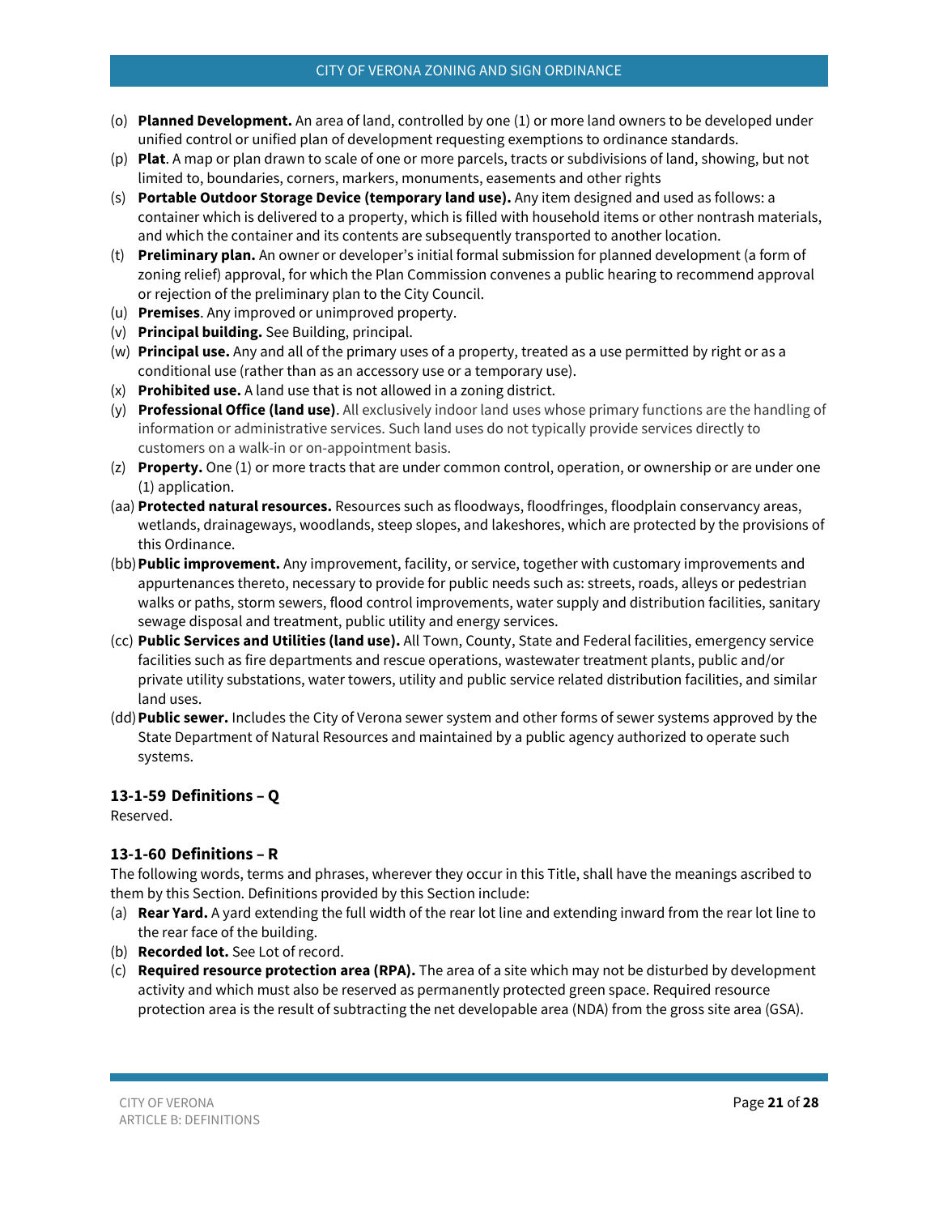(o) **Planned Development.** An area of land, controlled by one (1) or more land owners to be developed under unified control or unified plan of development requesting exemptions to ordinance standards.

(p) **Plat**. A map or plan drawn to scale of one or more parcels, tracts or subdivisions of land, showing, but not limited to, boundaries, corners, markers, monuments, easements and other rights

(s) **Portable Outdoor Storage Device (temporary land use).** Any item designed and used as follows: a container which is delivered to a property, which is filled with household items or other nontrash materials, and which the container and its contents are subsequently transported to another location.

(t) **Preliminary plan.** An owner or developer's initial formal submission for planned development (a form of zoning relief) approval, for which the Plan Commission convenes a public hearing to recommend approval or rejection of the preliminary plan to the City Council.

(u) **Premises**. Any improved or unimproved property.

(v) **Principal building.** See Building, principal.

(w) **Principal use.** Any and all of the primary uses of a property, treated as a use permitted by right or as a conditional use (rather than as an accessory use or a temporary use).

(x) **Prohibited use.** A land use that is not allowed in a zoning district.

(y) **Professional Office (land use)**. All exclusively indoor land uses whose primary functions are the handling of information or administrative services. Such land uses do not typically provide services directly to customers on a walk-in or on-appointment basis.

(z) **Property.** One (1) or more tracts that are under common control, operation, or ownership or are under one (1) application.

(aa) **Protected natural resources.** Resources such as floodways, floodfringes, floodplain conservancy areas, wetlands, drainageways, woodlands, steep slopes, and lakeshores, which are protected by the provisions of this Ordinance.

(bb) **Public improvement.** Any improvement, facility, or service, together with customary improvements and appurtenances thereto, necessary to provide for public needs such as: streets, roads, alleys or pedestrian walks or paths, storm sewers, flood control improvements, water supply and distribution facilities, sanitary sewage disposal and treatment, public utility and energy services.

(cc) **Public Services and Utilities (land use).** All Town, County, State and Federal facilities, emergency service facilities such as fire departments and rescue operations, wastewater treatment plants, public and/or private utility substations, water towers, utility and public service related distribution facilities, and similar land uses.

(dd) **Public sewer.** Includes the City of Verona sewer system and other forms of sewer systems approved by the State Department of Natural Resources and maintained by a public agency authorized to operate such systems.

### 13-1-59 Definitions – Q

Reserved.

### 13-1-60 Definitions – R

The following words, terms and phrases, wherever they occur in this Title, shall have the meanings ascribed to them by this Section. Definitions provided by this Section include:

(a) **Rear Yard.** A yard extending the full width of the rear lot line and extending inward from the rear lot line to the rear face of the building.

(b) **Recorded lot.** See Lot of record.

(c) **Required resource protection area (RPA).** The area of a site which may not be disturbed by development activity and which must also be reserved as permanently protected green space. Required resource protection area is the result of subtracting the net developable area (NDA) from the gross site area (GSA).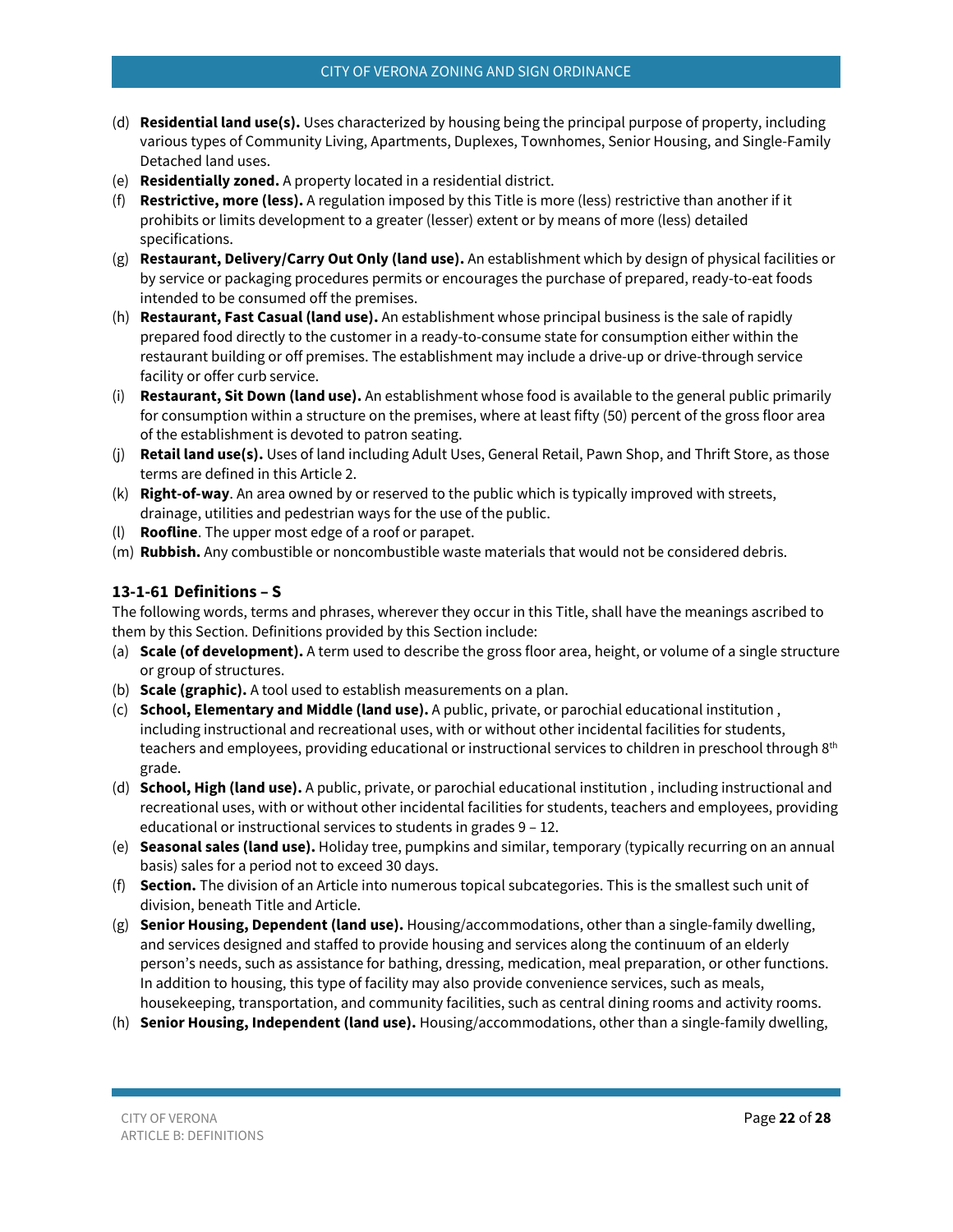(d) **Residential land use(s).** Uses characterized by housing being the principal purpose of property, including various types of Community Living, Apartments, Duplexes, Townhomes, Senior Housing, and Single-Family Detached land uses.
(e) **Residentially zoned.** A property located in a residential district.
(f) **Restrictive, more (less).** A regulation imposed by this Title is more (less) restrictive than another if it prohibits or limits development to a greater (lesser) extent or by means of more (less) detailed specifications.
(g) **Restaurant, Delivery/Carry Out Only (land use).** An establishment which by design of physical facilities or by service or packaging procedures permits or encourages the purchase of prepared, ready-to-eat foods intended to be consumed off the premises.
(h) **Restaurant, Fast Casual (land use).** An establishment whose principal business is the sale of rapidly prepared food directly to the customer in a ready-to-consume state for consumption either within the restaurant building or off premises. The establishment may include a drive-up or drive-through service facility or offer curb service.
(i) **Restaurant, Sit Down (land use).** An establishment whose food is available to the general public primarily for consumption within a structure on the premises, where at least fifty (50) percent of the gross floor area of the establishment is devoted to patron seating.
(j) **Retail land use(s).** Uses of land including Adult Uses, General Retail, Pawn Shop, and Thrift Store, as those terms are defined in this Article 2.
(k) **Right-of-way**. An area owned by or reserved to the public which is typically improved with streets, drainage, utilities and pedestrian ways for the use of the public.
(l) **Roofline**. The upper most edge of a roof or parapet.
(m) **Rubbish.** Any combustible or noncombustible waste materials that would not be considered debris.

### 13-1-61 Definitions – S

The following words, terms and phrases, wherever they occur in this Title, shall have the meanings ascribed to them by this Section. Definitions provided by this Section include:

(a) **Scale (of development).** A term used to describe the gross floor area, height, or volume of a single structure or group of structures.
(b) **Scale (graphic).** A tool used to establish measurements on a plan.
(c) **School, Elementary and Middle (land use).** A public, private, or parochial educational institution , including instructional and recreational uses, with or without other incidental facilities for students, teachers and employees, providing educational or instructional services to children in preschool through 8th grade.
(d) **School, High (land use).** A public, private, or parochial educational institution , including instructional and recreational uses, with or without other incidental facilities for students, teachers and employees, providing educational or instructional services to students in grades 9 – 12.
(e) **Seasonal sales (land use).** Holiday tree, pumpkins and similar, temporary (typically recurring on an annual basis) sales for a period not to exceed 30 days.
(f) **Section.** The division of an Article into numerous topical subcategories. This is the smallest such unit of division, beneath Title and Article.
(g) **Senior Housing, Dependent (land use).** Housing/accommodations, other than a single-family dwelling, and services designed and staffed to provide housing and services along the continuum of an elderly person's needs, such as assistance for bathing, dressing, medication, meal preparation, or other functions. In addition to housing, this type of facility may also provide convenience services, such as meals, housekeeping, transportation, and community facilities, such as central dining rooms and activity rooms.
(h) **Senior Housing, Independent (land use).** Housing/accommodations, other than a single-family dwelling,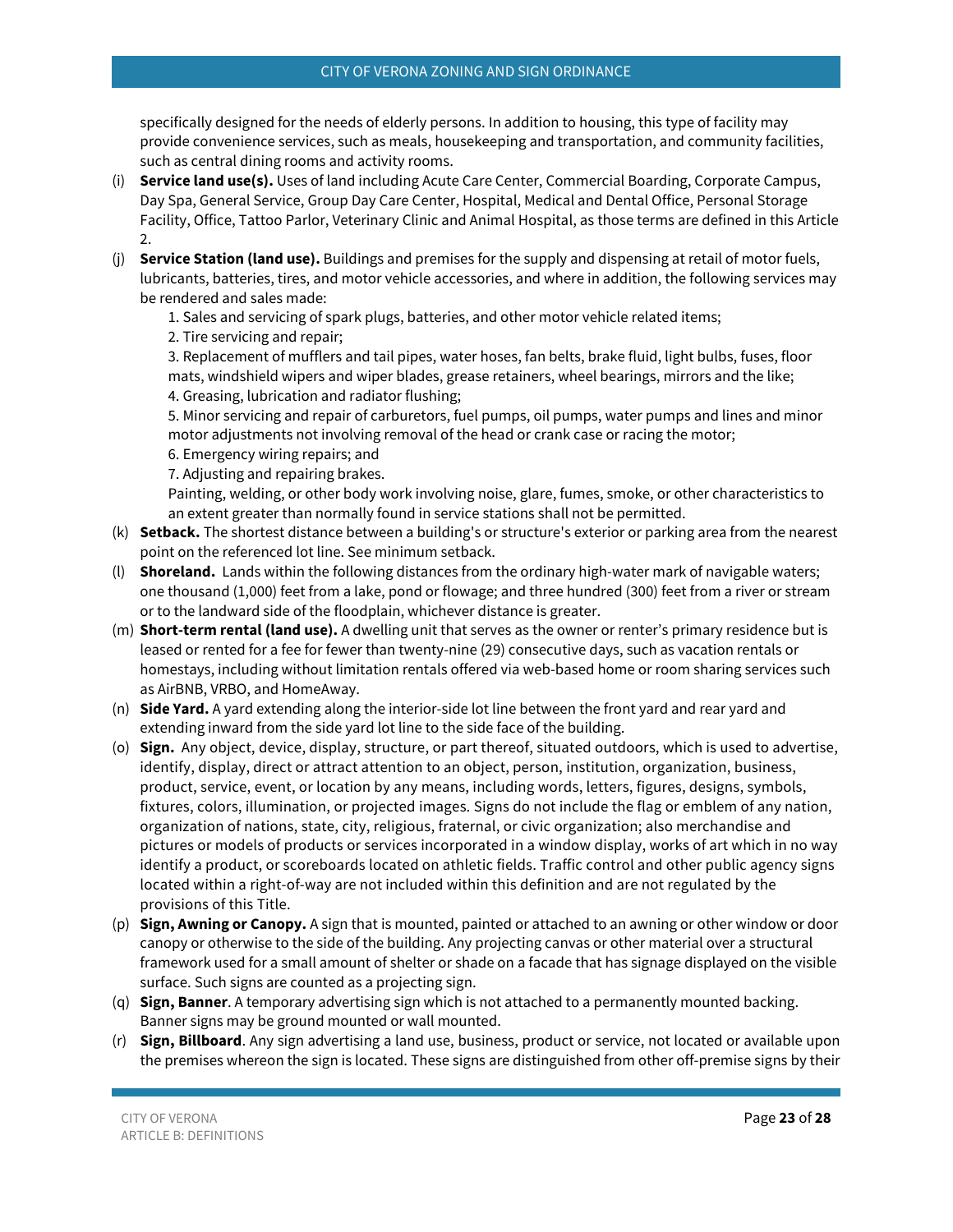specifically designed for the needs of elderly persons. In addition to housing, this type of facility may provide convenience services, such as meals, housekeeping and transportation, and community facilities, such as central dining rooms and activity rooms.

(i) **Service land use(s).** Uses of land including Acute Care Center, Commercial Boarding, Corporate Campus, Day Spa, General Service, Group Day Care Center, Hospital, Medical and Dental Office, Personal Storage Facility, Office, Tattoo Parlor, Veterinary Clinic and Animal Hospital, as those terms are defined in this Article 2.

(j) **Service Station (land use).** Buildings and premises for the supply and dispensing at retail of motor fuels, lubricants, batteries, tires, and motor vehicle accessories, and where in addition, the following services may be rendered and sales made:

1. Sales and servicing of spark plugs, batteries, and other motor vehicle related items;
2. Tire servicing and repair;
3. Replacement of mufflers and tail pipes, water hoses, fan belts, brake fluid, light bulbs, fuses, floor mats, windshield wipers and wiper blades, grease retainers, wheel bearings, mirrors and the like;
4. Greasing, lubrication and radiator flushing;
5. Minor servicing and repair of carburetors, fuel pumps, oil pumps, water pumps and lines and minor motor adjustments not involving removal of the head or crank case or racing the motor;
6. Emergency wiring repairs; and
7. Adjusting and repairing brakes.

Painting, welding, or other body work involving noise, glare, fumes, smoke, or other characteristics to an extent greater than normally found in service stations shall not be permitted.

(k) **Setback.** The shortest distance between a building's or structure's exterior or parking area from the nearest point on the referenced lot line. See minimum setback.

(l) **Shoreland.** Lands within the following distances from the ordinary high-water mark of navigable waters; one thousand (1,000) feet from a lake, pond or flowage; and three hundred (300) feet from a river or stream or to the landward side of the floodplain, whichever distance is greater.

(m) **Short-term rental (land use).** A dwelling unit that serves as the owner or renter's primary residence but is leased or rented for a fee for fewer than twenty-nine (29) consecutive days, such as vacation rentals or homestays, including without limitation rentals offered via web-based home or room sharing services such as AirBNB, VRBO, and HomeAway.

(n) **Side Yard.** A yard extending along the interior-side lot line between the front yard and rear yard and extending inward from the side yard lot line to the side face of the building.

(o) **Sign.** Any object, device, display, structure, or part thereof, situated outdoors, which is used to advertise, identify, display, direct or attract attention to an object, person, institution, organization, business, product, service, event, or location by any means, including words, letters, figures, designs, symbols, fixtures, colors, illumination, or projected images. Signs do not include the flag or emblem of any nation, organization of nations, state, city, religious, fraternal, or civic organization; also merchandise and pictures or models of products or services incorporated in a window display, works of art which in no way identify a product, or scoreboards located on athletic fields. Traffic control and other public agency signs located within a right-of-way are not included within this definition and are not regulated by the provisions of this Title.

(p) **Sign, Awning or Canopy.** A sign that is mounted, painted or attached to an awning or other window or door canopy or otherwise to the side of the building. Any projecting canvas or other material over a structural framework used for a small amount of shelter or shade on a facade that has signage displayed on the visible surface. Such signs are counted as a projecting sign.

(q) **Sign, Banner**. A temporary advertising sign which is not attached to a permanently mounted backing. Banner signs may be ground mounted or wall mounted.

(r) **Sign, Billboard**. Any sign advertising a land use, business, product or service, not located or available upon the premises whereon the sign is located. These signs are distinguished from other off-premise signs by their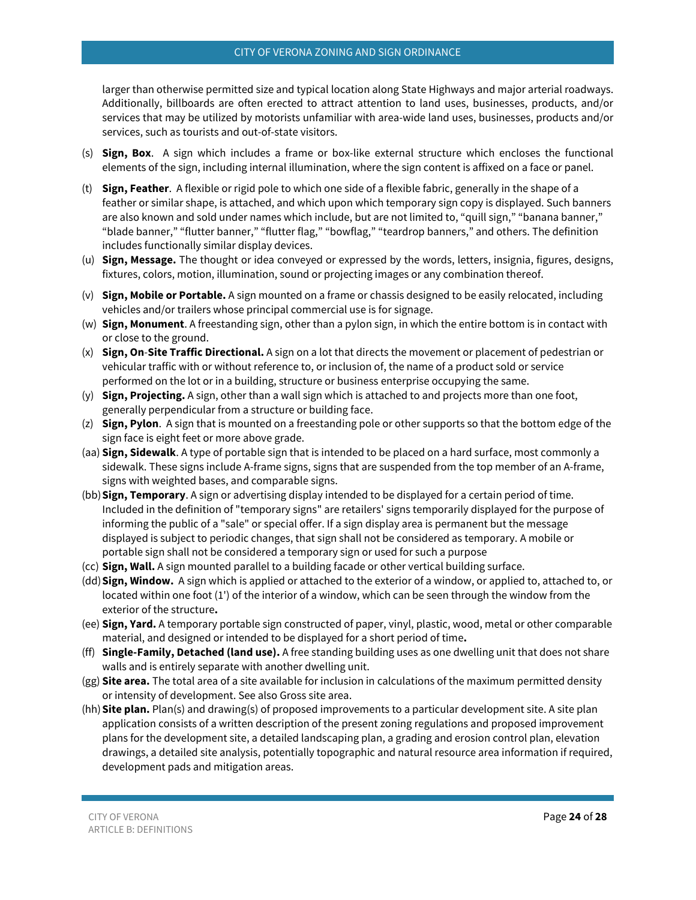larger than otherwise permitted size and typical location along State Highways and major arterial roadways. Additionally, billboards are often erected to attract attention to land uses, businesses, products, and/or services that may be utilized by motorists unfamiliar with area-wide land uses, businesses, products and/or services, such as tourists and out-of-state visitors.

(s) **Sign, Box**. A sign which includes a frame or box-like external structure which encloses the functional elements of the sign, including internal illumination, where the sign content is affixed on a face or panel.

(t) **Sign, Feather**. A flexible or rigid pole to which one side of a flexible fabric, generally in the shape of a feather or similar shape, is attached, and which upon which temporary sign copy is displayed. Such banners are also known and sold under names which include, but are not limited to, "quill sign," "banana banner," "blade banner," "flutter banner," "flutter flag," "bowflag," "teardrop banners," and others. The definition includes functionally similar display devices.

(u) **Sign, Message.** The thought or idea conveyed or expressed by the words, letters, insignia, figures, designs, fixtures, colors, motion, illumination, sound or projecting images or any combination thereof.

(v) **Sign, Mobile or Portable.** A sign mounted on a frame or chassis designed to be easily relocated, including vehicles and/or trailers whose principal commercial use is for signage.

(w) **Sign, Monument**. A freestanding sign, other than a pylon sign, in which the entire bottom is in contact with or close to the ground.

(x) **Sign, On-Site Traffic Directional.** A sign on a lot that directs the movement or placement of pedestrian or vehicular traffic with or without reference to, or inclusion of, the name of a product sold or service performed on the lot or in a building, structure or business enterprise occupying the same.

(y) **Sign, Projecting.** A sign, other than a wall sign which is attached to and projects more than one foot, generally perpendicular from a structure or building face.

(z) **Sign, Pylon**. A sign that is mounted on a freestanding pole or other supports so that the bottom edge of the sign face is eight feet or more above grade.

(aa) **Sign, Sidewalk**. A type of portable sign that is intended to be placed on a hard surface, most commonly a sidewalk. These signs include A-frame signs, signs that are suspended from the top member of an A-frame, signs with weighted bases, and comparable signs.

(bb) **Sign, Temporary**. A sign or advertising display intended to be displayed for a certain period of time. Included in the definition of "temporary signs" are retailers' signs temporarily displayed for the purpose of informing the public of a "sale" or special offer. If a sign display area is permanent but the message displayed is subject to periodic changes, that sign shall not be considered as temporary. A mobile or portable sign shall not be considered a temporary sign or used for such a purpose

(cc) **Sign, Wall.** A sign mounted parallel to a building facade or other vertical building surface.

(dd) **Sign, Window.** A sign which is applied or attached to the exterior of a window, or applied to, attached to, or located within one foot (1') of the interior of a window, which can be seen through the window from the exterior of the structure**.**

(ee) **Sign, Yard.** A temporary portable sign constructed of paper, vinyl, plastic, wood, metal or other comparable material, and designed or intended to be displayed for a short period of time**.**

(ff) **Single-Family, Detached (land use).** A free standing building uses as one dwelling unit that does not share walls and is entirely separate with another dwelling unit.

(gg) **Site area.** The total area of a site available for inclusion in calculations of the maximum permitted density or intensity of development. See also Gross site area.

(hh) **Site plan.** Plan(s) and drawing(s) of proposed improvements to a particular development site. A site plan application consists of a written description of the present zoning regulations and proposed improvement plans for the development site, a detailed landscaping plan, a grading and erosion control plan, elevation drawings, a detailed site analysis, potentially topographic and natural resource area information if required, development pads and mitigation areas.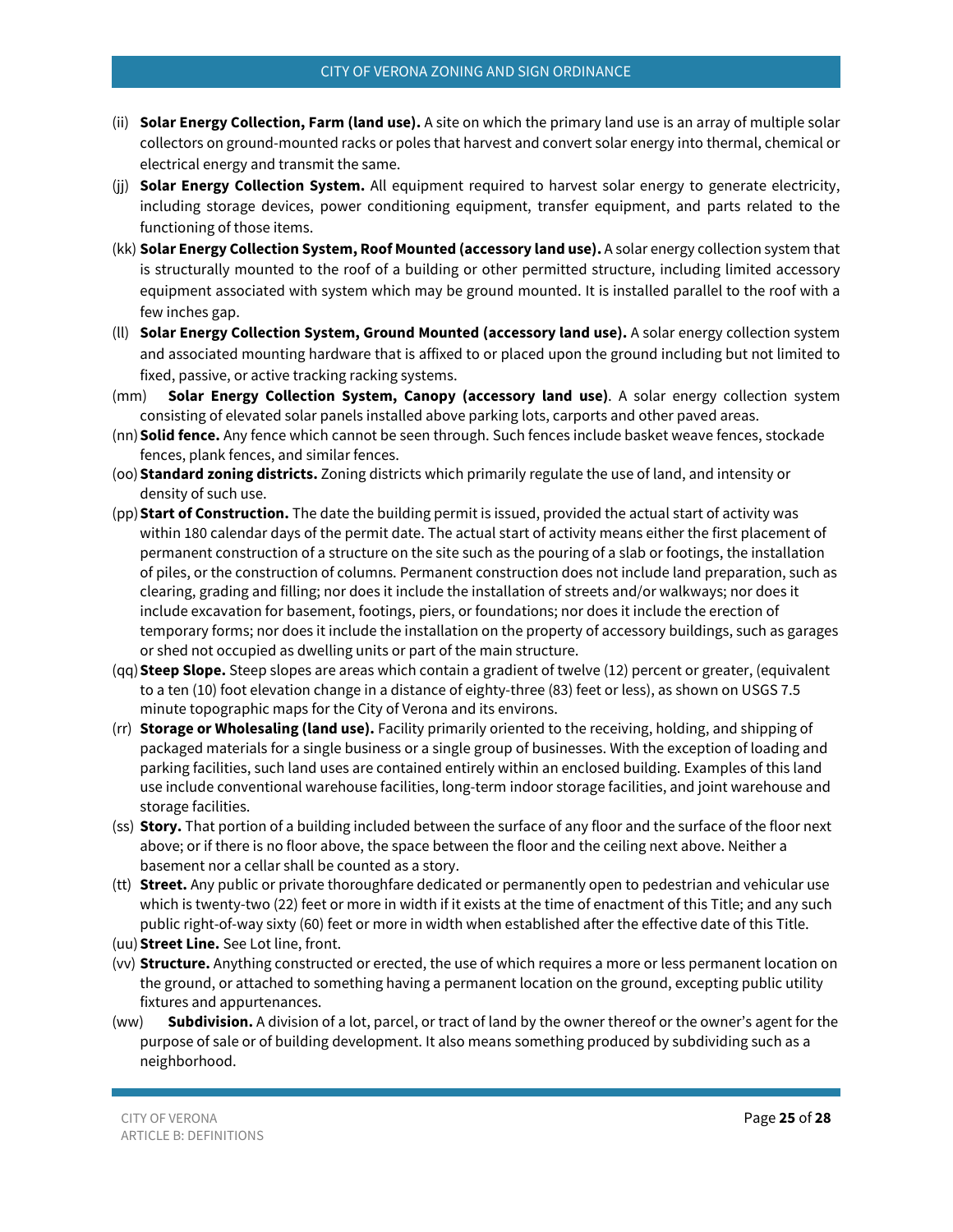(ii) **Solar Energy Collection, Farm (land use).** A site on which the primary land use is an array of multiple solar collectors on ground-mounted racks or poles that harvest and convert solar energy into thermal, chemical or electrical energy and transmit the same.

(jj) **Solar Energy Collection System.** All equipment required to harvest solar energy to generate electricity, including storage devices, power conditioning equipment, transfer equipment, and parts related to the functioning of those items.

(kk) **Solar Energy Collection System, Roof Mounted (accessory land use).** A solar energy collection system that is structurally mounted to the roof of a building or other permitted structure, including limited accessory equipment associated with system which may be ground mounted. It is installed parallel to the roof with a few inches gap.

(ll) **Solar Energy Collection System, Ground Mounted (accessory land use).** A solar energy collection system and associated mounting hardware that is affixed to or placed upon the ground including but not limited to fixed, passive, or active tracking racking systems.

(mm) **Solar Energy Collection System, Canopy (accessory land use)**. A solar energy collection system consisting of elevated solar panels installed above parking lots, carports and other paved areas.

(nn) **Solid fence.** Any fence which cannot be seen through. Such fences include basket weave fences, stockade fences, plank fences, and similar fences.

(oo) **Standard zoning districts.** Zoning districts which primarily regulate the use of land, and intensity or density of such use.

(pp) **Start of Construction.** The date the building permit is issued, provided the actual start of activity was within 180 calendar days of the permit date. The actual start of activity means either the first placement of permanent construction of a structure on the site such as the pouring of a slab or footings, the installation of piles, or the construction of columns. Permanent construction does not include land preparation, such as clearing, grading and filling; nor does it include the installation of streets and/or walkways; nor does it include excavation for basement, footings, piers, or foundations; nor does it include the erection of temporary forms; nor does it include the installation on the property of accessory buildings, such as garages or shed not occupied as dwelling units or part of the main structure.

(qq) **Steep Slope.** Steep slopes are areas which contain a gradient of twelve (12) percent or greater, (equivalent to a ten (10) foot elevation change in a distance of eighty-three (83) feet or less), as shown on USGS 7.5 minute topographic maps for the City of Verona and its environs.

(rr) **Storage or Wholesaling (land use).** Facility primarily oriented to the receiving, holding, and shipping of packaged materials for a single business or a single group of businesses. With the exception of loading and parking facilities, such land uses are contained entirely within an enclosed building. Examples of this land use include conventional warehouse facilities, long-term indoor storage facilities, and joint warehouse and storage facilities.

(ss) **Story.** That portion of a building included between the surface of any floor and the surface of the floor next above; or if there is no floor above, the space between the floor and the ceiling next above. Neither a basement nor a cellar shall be counted as a story.

(tt) **Street.** Any public or private thoroughfare dedicated or permanently open to pedestrian and vehicular use which is twenty-two (22) feet or more in width if it exists at the time of enactment of this Title; and any such public right-of-way sixty (60) feet or more in width when established after the effective date of this Title.

(uu) **Street Line.** See Lot line, front.

(vv) **Structure.** Anything constructed or erected, the use of which requires a more or less permanent location on the ground, or attached to something having a permanent location on the ground, excepting public utility fixtures and appurtenances.

(ww) **Subdivision.** A division of a lot, parcel, or tract of land by the owner thereof or the owner's agent for the purpose of sale or of building development. It also means something produced by subdividing such as a neighborhood.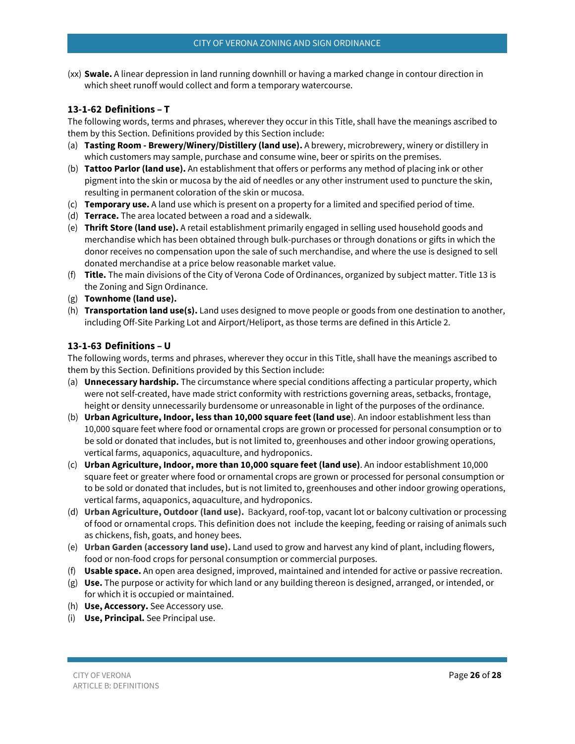(xx) **Swale.** A linear depression in land running downhill or having a marked change in contour direction in which sheet runoff would collect and form a temporary watercourse.

### 13-1-62 Definitions – T

The following words, terms and phrases, wherever they occur in this Title, shall have the meanings ascribed to them by this Section. Definitions provided by this Section include:

(a) **Tasting Room - Brewery/Winery/Distillery (land use).** A brewery, microbrewery, winery or distillery in which customers may sample, purchase and consume wine, beer or spirits on the premises.

(b) **Tattoo Parlor (land use).** An establishment that offers or performs any method of placing ink or other pigment into the skin or mucosa by the aid of needles or any other instrument used to puncture the skin, resulting in permanent coloration of the skin or mucosa.

(c) **Temporary use.** A land use which is present on a property for a limited and specified period of time.

(d) **Terrace.** The area located between a road and a sidewalk.

(e) **Thrift Store (land use).** A retail establishment primarily engaged in selling used household goods and merchandise which has been obtained through bulk-purchases or through donations or gifts in which the donor receives no compensation upon the sale of such merchandise, and where the use is designed to sell donated merchandise at a price below reasonable market value.

(f) **Title.** The main divisions of the City of Verona Code of Ordinances, organized by subject matter. Title 13 is the Zoning and Sign Ordinance.

(g) **Townhome (land use).**

(h) **Transportation land use(s).** Land uses designed to move people or goods from one destination to another, including Off-Site Parking Lot and Airport/Heliport, as those terms are defined in this Article 2.

### 13-1-63 Definitions – U

The following words, terms and phrases, wherever they occur in this Title, shall have the meanings ascribed to them by this Section. Definitions provided by this Section include:

(a) **Unnecessary hardship.** The circumstance where special conditions affecting a particular property, which were not self-created, have made strict conformity with restrictions governing areas, setbacks, frontage, height or density unnecessarily burdensome or unreasonable in light of the purposes of the ordinance.

(b) **Urban Agriculture, Indoor, less than 10,000 square feet (land use**). An indoor establishment less than 10,000 square feet where food or ornamental crops are grown or processed for personal consumption or to be sold or donated that includes, but is not limited to, greenhouses and other indoor growing operations, vertical farms, aquaponics, aquaculture, and hydroponics.

(c) **Urban Agriculture, Indoor, more than 10,000 square feet (land use)**. An indoor establishment 10,000 square feet or greater where food or ornamental crops are grown or processed for personal consumption or to be sold or donated that includes, but is not limited to, greenhouses and other indoor growing operations, vertical farms, aquaponics, aquaculture, and hydroponics.

(d) **Urban Agriculture, Outdoor (land use).** Backyard, roof-top, vacant lot or balcony cultivation or processing of food or ornamental crops. This definition does not include the keeping, feeding or raising of animals such as chickens, fish, goats, and honey bees.

(e) **Urban Garden (accessory land use).** Land used to grow and harvest any kind of plant, including flowers, food or non-food crops for personal consumption or commercial purposes.

(f) **Usable space.** An open area designed, improved, maintained and intended for active or passive recreation.

(g) **Use.** The purpose or activity for which land or any building thereon is designed, arranged, or intended, or for which it is occupied or maintained.

(h) **Use, Accessory.** See Accessory use.

(i) **Use, Principal.** See Principal use.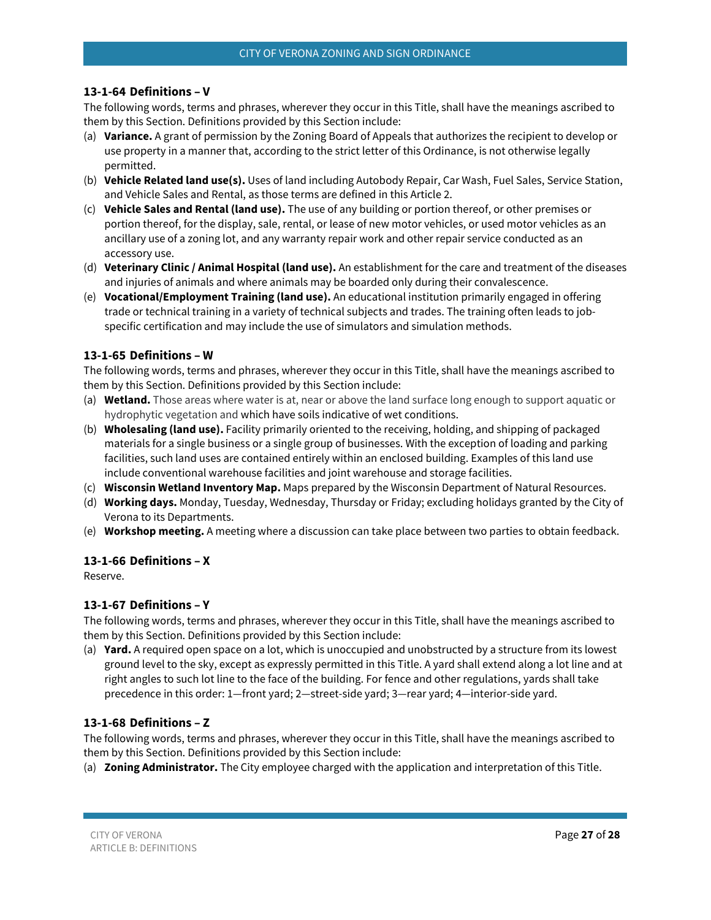## 13-1-64 Definitions – V

The following words, terms and phrases, wherever they occur in this Title, shall have the meanings ascribed to them by this Section. Definitions provided by this Section include:

(a) **Variance.** A grant of permission by the Zoning Board of Appeals that authorizes the recipient to develop or use property in a manner that, according to the strict letter of this Ordinance, is not otherwise legally permitted.

(b) **Vehicle Related land use(s).** Uses of land including Autobody Repair, Car Wash, Fuel Sales, Service Station, and Vehicle Sales and Rental, as those terms are defined in this Article 2.

(c) **Vehicle Sales and Rental (land use).** The use of any building or portion thereof, or other premises or portion thereof, for the display, sale, rental, or lease of new motor vehicles, or used motor vehicles as an ancillary use of a zoning lot, and any warranty repair work and other repair service conducted as an accessory use.

(d) **Veterinary Clinic / Animal Hospital (land use).** An establishment for the care and treatment of the diseases and injuries of animals and where animals may be boarded only during their convalescence.

(e) **Vocational/Employment Training (land use).** An educational institution primarily engaged in offering trade or technical training in a variety of technical subjects and trades. The training often leads to job-specific certification and may include the use of simulators and simulation methods.

## 13-1-65 Definitions – W

The following words, terms and phrases, wherever they occur in this Title, shall have the meanings ascribed to them by this Section. Definitions provided by this Section include:

(a) **Wetland.** Those areas where water is at, near or above the land surface long enough to support aquatic or hydrophytic vegetation and which have soils indicative of wet conditions.

(b) **Wholesaling (land use).** Facility primarily oriented to the receiving, holding, and shipping of packaged materials for a single business or a single group of businesses. With the exception of loading and parking facilities, such land uses are contained entirely within an enclosed building. Examples of this land use include conventional warehouse facilities and joint warehouse and storage facilities.

(c) **Wisconsin Wetland Inventory Map.** Maps prepared by the Wisconsin Department of Natural Resources.

(d) **Working days.** Monday, Tuesday, Wednesday, Thursday or Friday; excluding holidays granted by the City of Verona to its Departments.

(e) **Workshop meeting.** A meeting where a discussion can take place between two parties to obtain feedback.

## 13-1-66 Definitions – X

Reserve.

## 13-1-67 Definitions – Y

The following words, terms and phrases, wherever they occur in this Title, shall have the meanings ascribed to them by this Section. Definitions provided by this Section include:

(a) **Yard.** A required open space on a lot, which is unoccupied and unobstructed by a structure from its lowest ground level to the sky, except as expressly permitted in this Title. A yard shall extend along a lot line and at right angles to such lot line to the face of the building. For fence and other regulations, yards shall take precedence in this order: 1—front yard; 2—street-side yard; 3—rear yard; 4—interior-side yard.

## 13-1-68 Definitions – Z

The following words, terms and phrases, wherever they occur in this Title, shall have the meanings ascribed to them by this Section. Definitions provided by this Section include:

(a) **Zoning Administrator.** The City employee charged with the application and interpretation of this Title.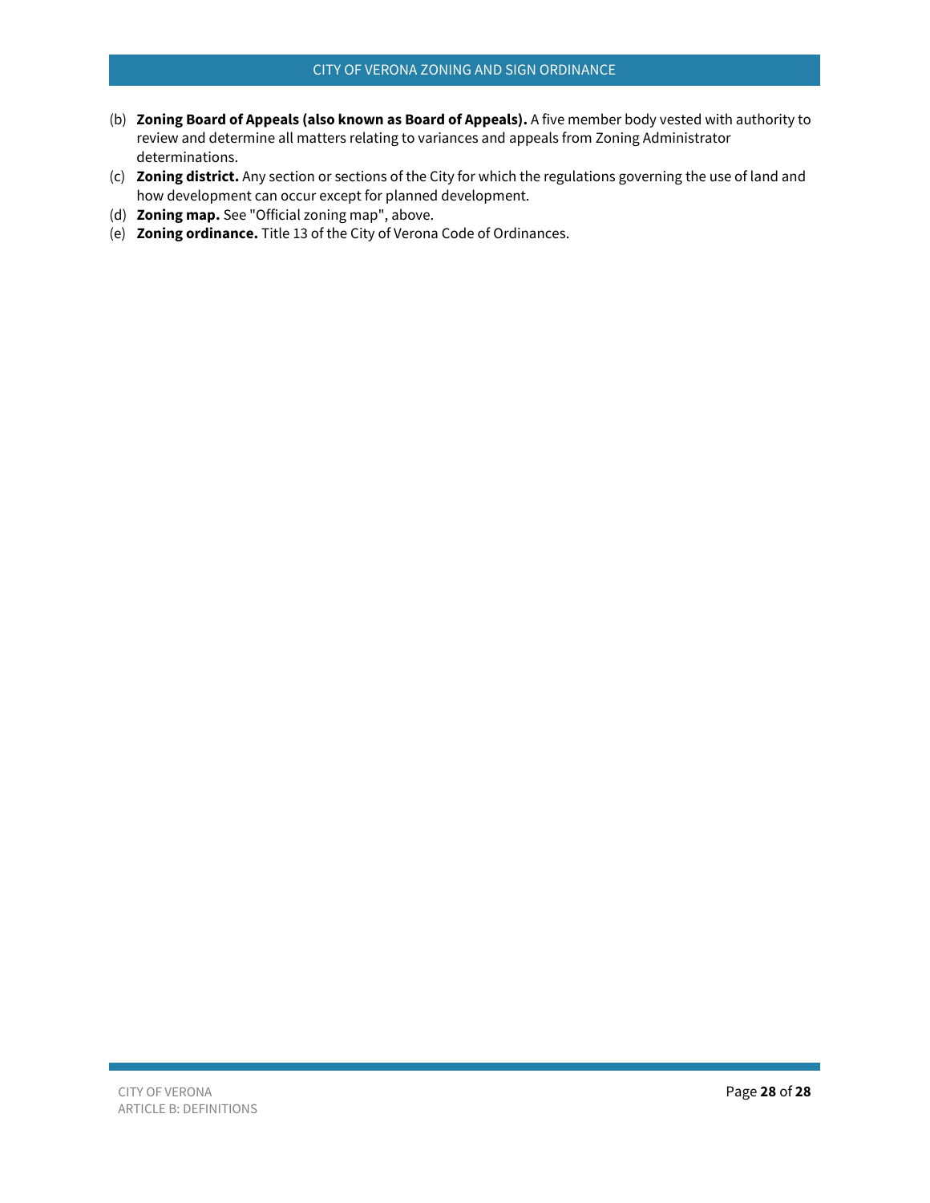(b) **Zoning Board of Appeals (also known as Board of Appeals).** A five member body vested with authority to review and determine all matters relating to variances and appeals from Zoning Administrator determinations.

(c) **Zoning district.** Any section or sections of the City for which the regulations governing the use of land and how development can occur except for planned development.

(d) **Zoning map.** See "Official zoning map", above.

(e) **Zoning ordinance.** Title 13 of the City of Verona Code of Ordinances.